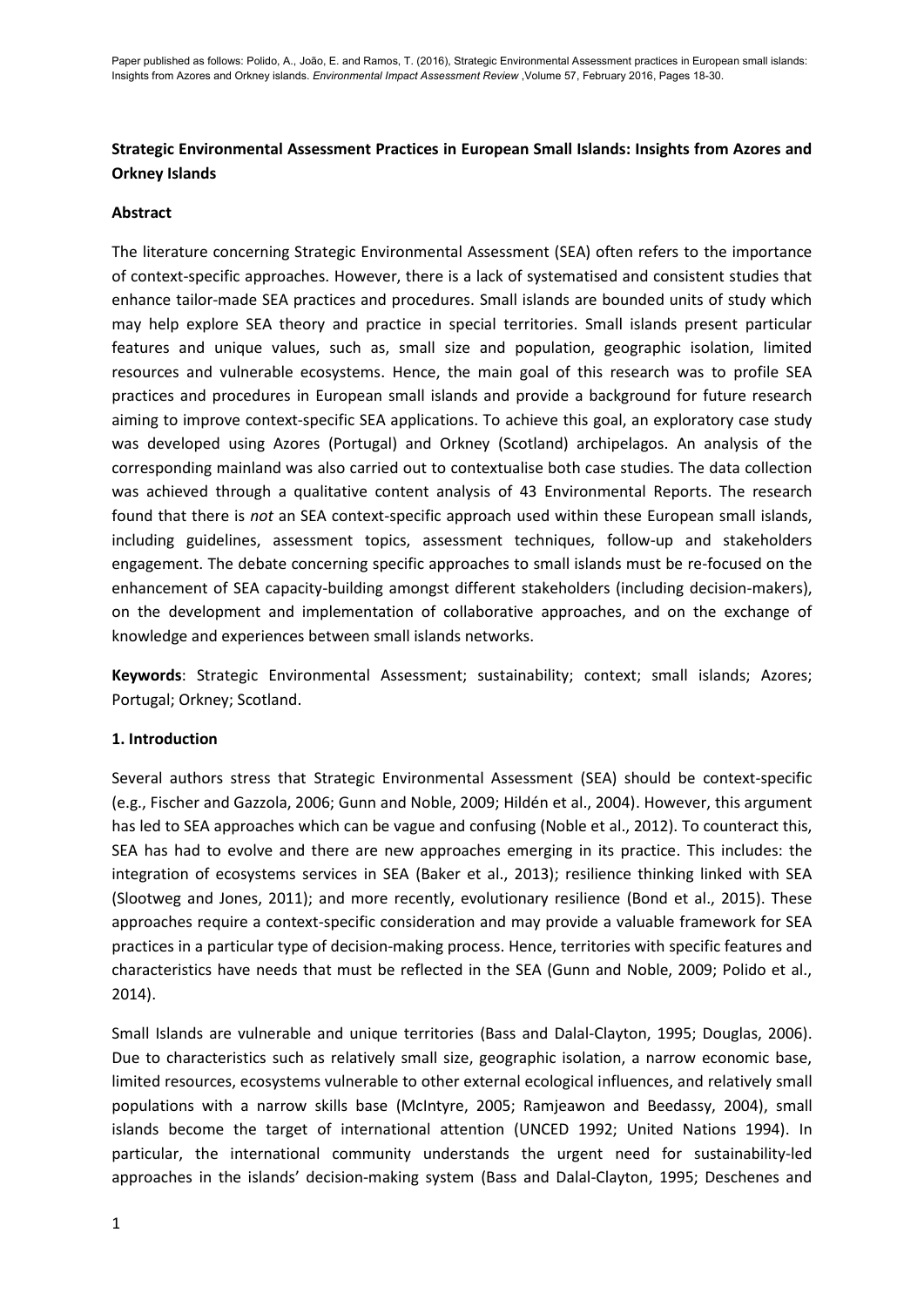Paper published as follows: Polido, A., João, E. and Ramos, T. (2016), Strategic Environmental Assessment practices in European small islands: Insights from Azores and Orkney islands. *Environmental Impact Assessment Review* ,Volume 57, February 2016, Pages 18-30.

**Strategic Environmental Assessment Practices in European Small Islands: Insights from Azores and Orkney Islands**

**Abstract**

The literature concerning Strategic Environmental Assessment (SEA) often refers to the importance of context-specific approaches. However, there is a lack of systematised and consistent studies that enhance tailor-made SEA practices and procedures. Small islands are bounded units of study which may help explore SEA theory and practice in special territories. Small islands present particular features and unique values, such as, small size and population, geographic isolation, limited resources and vulnerable ecosystems. Hence, the main goal of this research was to profile SEA practices and procedures in European small islands and provide a background for future research aiming to improve context-specific SEA applications. To achieve this goal, an exploratory case study was developed using Azores (Portugal) and Orkney (Scotland) archipelagos. An analysis of the corresponding mainland was also carried out to contextualise both case studies. The data collection was achieved through a qualitative content analysis of 43 Environmental Reports. The research found that there is *not* an SEA context-specific approach used within these European small islands, including guidelines, assessment topics, assessment techniques, follow-up and stakeholders engagement. The debate concerning specific approaches to small islands must be re-focused on the enhancement of SEA capacity-building amongst different stakeholders (including decision-makers), on the development and implementation of collaborative approaches, and on the exchange of knowledge and experiences between small islands networks.

**Keywords**: Strategic Environmental Assessment; sustainability; context; small islands; Azores; Portugal; Orkney; Scotland.

**1. Introduction**

Several authors stress that Strategic Environmental Assessment (SEA) should be context-specific (e.g., Fischer and Gazzola, 2006; Gunn and Noble, 2009; Hildén et al., 2004). However, this argument has led to SEA approaches which can be vague and confusing (Noble et al., 2012). To counteract this, SEA has had to evolve and there are new approaches emerging in its practice. This includes: the integration of ecosystems services in SEA (Baker et al., 2013); resilience thinking linked with SEA (Slootweg and Jones, 2011); and more recently, evolutionary resilience (Bond et al., 2015). These approaches require a context-specific consideration and may provide a valuable framework for SEA practices in a particular type of decision-making process. Hence, territories with specific features and characteristics have needs that must be reflected in the SEA (Gunn and Noble, 2009; Polido et al., 2014).

Small Islands are vulnerable and unique territories (Bass and Dalal-Clayton, 1995; Douglas, 2006). Due to characteristics such as relatively small size, geographic isolation, a narrow economic base, limited resources, ecosystems vulnerable to other external ecological influences, and relatively small populations with a narrow skills base (McIntyre, 2005; Ramjeawon and Beedassy, 2004), small islands become the target of international attention (UNCED 1992; United Nations 1994). In particular, the international community understands the urgent need for sustainability-led approaches in the islands' decision-making system (Bass and Dalal-Clayton, 1995; Deschenes and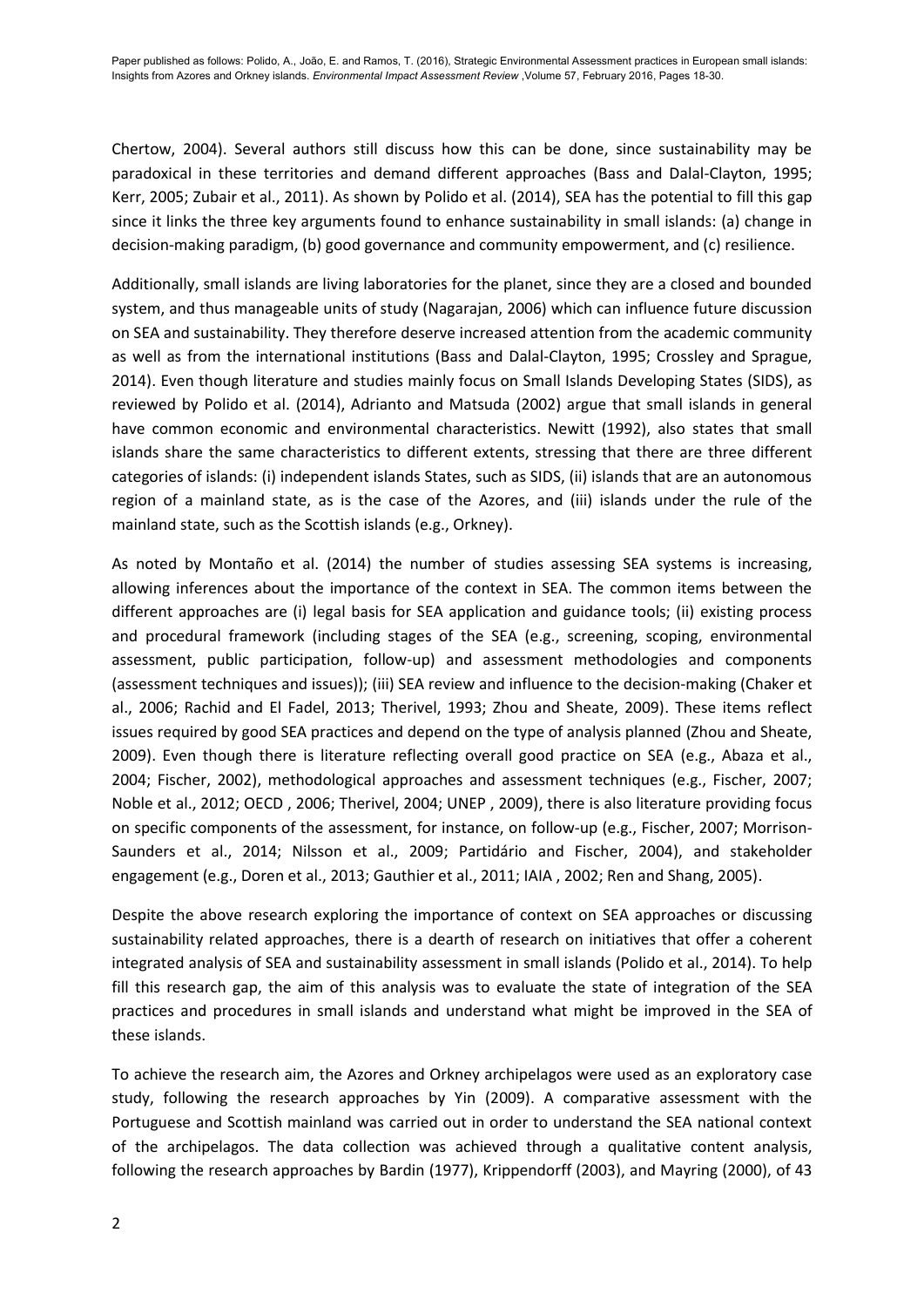Chertow, 2004). Several authors still discuss how this can be done, since sustainability may be paradoxical in these territories and demand different approaches (Bass and Dalal-Clayton, 1995; Kerr, 2005; Zubair et al., 2011). As shown by Polido et al. (2014), SEA has the potential to fill this gap since it links the three key arguments found to enhance sustainability in small islands: (a) change in decision-making paradigm, (b) good governance and community empowerment, and (c) resilience.

Additionally, small islands are living laboratories for the planet, since they are a closed and bounded system, and thus manageable units of study (Nagarajan, 2006) which can influence future discussion on SEA and sustainability. They therefore deserve increased attention from the academic community as well as from the international institutions (Bass and Dalal-Clayton, 1995; Crossley and Sprague, 2014). Even though literature and studies mainly focus on Small Islands Developing States (SIDS), as reviewed by Polido et al. (2014), Adrianto and Matsuda (2002) argue that small islands in general have common economic and environmental characteristics. Newitt (1992), also states that small islands share the same characteristics to different extents, stressing that there are three different categories of islands: (i) independent islands States, such as SIDS, (ii) islands that are an autonomous region of a mainland state, as is the case of the Azores, and (iii) islands under the rule of the mainland state, such as the Scottish islands (e.g., Orkney).

As noted by Montaño et al. (2014) the number of studies assessing SEA systems is increasing, allowing inferences about the importance of the context in SEA. The common items between the different approaches are (i) legal basis for SEA application and guidance tools; (ii) existing process and procedural framework (including stages of the SEA (e.g., screening, scoping, environmental assessment, public participation, follow-up) and assessment methodologies and components (assessment techniques and issues)); (iii) SEA review and influence to the decision-making (Chaker et al., 2006; Rachid and El Fadel, 2013; Therivel, 1993; Zhou and Sheate, 2009). These items reflect issues required by good SEA practices and depend on the type of analysis planned (Zhou and Sheate, 2009). Even though there is literature reflecting overall good practice on SEA (e.g., Abaza et al., 2004; Fischer, 2002), methodological approaches and assessment techniques (e.g., Fischer, 2007; Noble et al., 2012; OECD , 2006; Therivel, 2004; UNEP , 2009), there is also literature providing focus on specific components of the assessment, for instance, on follow-up (e.g., Fischer, 2007; Morrison-Saunders et al., 2014; Nilsson et al., 2009; Partidário and Fischer, 2004), and stakeholder engagement (e.g., Doren et al., 2013; Gauthier et al., 2011; IAIA , 2002; Ren and Shang, 2005).

Despite the above research exploring the importance of context on SEA approaches or discussing sustainability related approaches, there is a dearth of research on initiatives that offer a coherent integrated analysis of SEA and sustainability assessment in small islands (Polido et al., 2014). To help fill this research gap, the aim of this analysis was to evaluate the state of integration of the SEA practices and procedures in small islands and understand what might be improved in the SEA of these islands.

To achieve the research aim, the Azores and Orkney archipelagos were used as an exploratory case study, following the research approaches by Yin (2009). A comparative assessment with the Portuguese and Scottish mainland was carried out in order to understand the SEA national context of the archipelagos. The data collection was achieved through a qualitative content analysis, following the research approaches by Bardin (1977), Krippendorff (2003), and Mayring (2000), of 43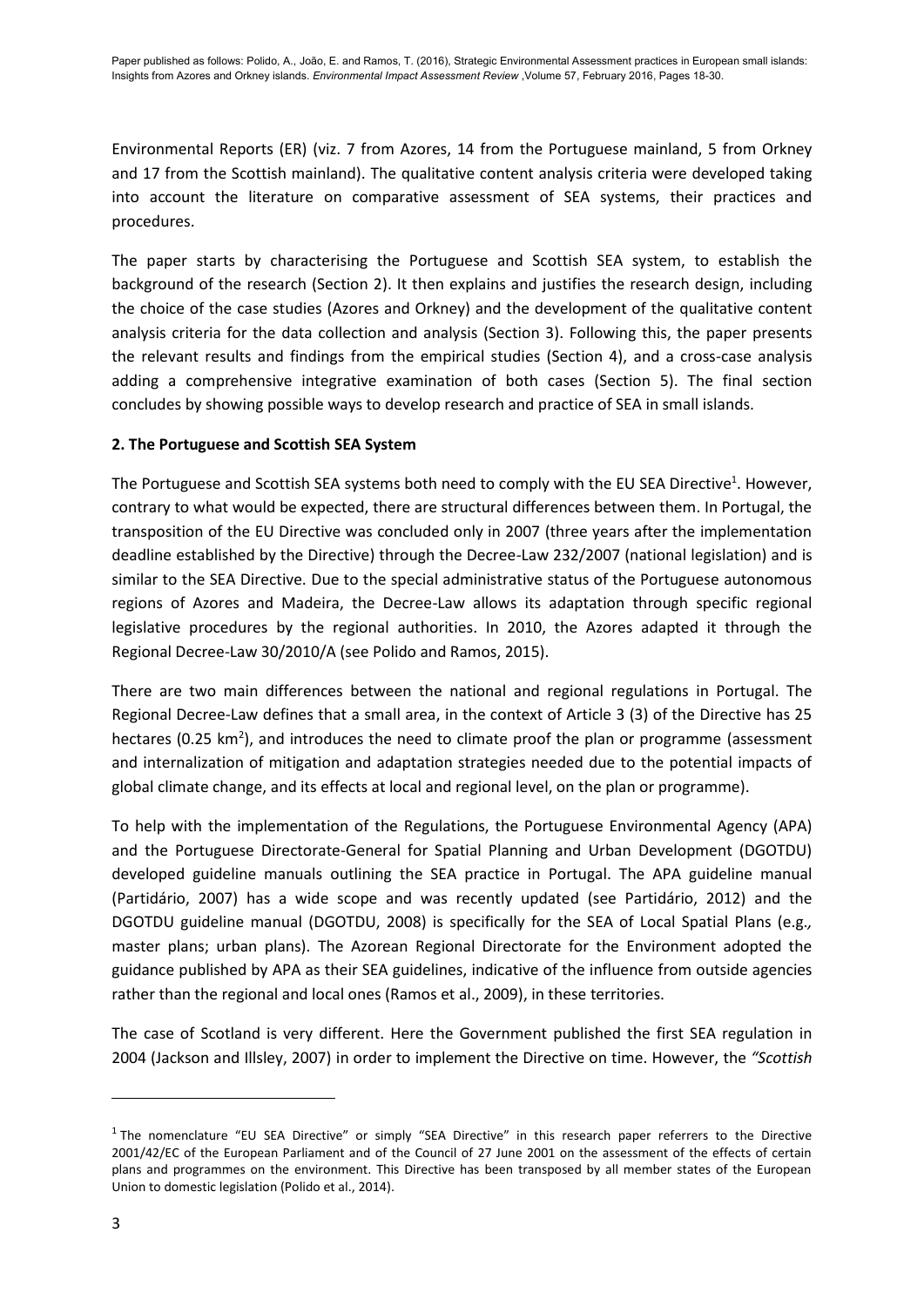Environmental Reports (ER) (viz. 7 from Azores, 14 from the Portuguese mainland, 5 from Orkney and 17 from the Scottish mainland). The qualitative content analysis criteria were developed taking into account the literature on comparative assessment of SEA systems, their practices and procedures.

The paper starts by characterising the Portuguese and Scottish SEA system, to establish the background of the research (Section 2). It then explains and justifies the research design, including the choice of the case studies (Azores and Orkney) and the development of the qualitative content analysis criteria for the data collection and analysis (Section 3). Following this, the paper presents the relevant results and findings from the empirical studies (Section 4), and a cross-case analysis adding a comprehensive integrative examination of both cases (Section 5). The final section concludes by showing possible ways to develop research and practice of SEA in small islands.

## 2. The Portuguese and Scottish SEA System

The Portuguese and Scottish SEA systems both need to comply with the EU SEA Directive[1]. However, contrary to what would be expected, there are structural differences between them. In Portugal, the transposition of the EU Directive was concluded only in 2007 (three years after the implementation deadline established by the Directive) through the Decree-Law 232/2007 (national legislation) and is similar to the SEA Directive. Due to the special administrative status of the Portuguese autonomous regions of Azores and Madeira, the Decree-Law allows its adaptation through specific regional legislative procedures by the regional authorities. In 2010, the Azores adapted it through the Regional Decree-Law 30/2010/A (see Polido and Ramos, 2015).

There are two main differences between the national and regional regulations in Portugal. The Regional Decree-Law defines that a small area, in the context of Article 3 (3) of the Directive has 25 hectares (0.25 $km^2$), and introduces the need to climate proof the plan or programme (assessment and internalization of mitigation and adaptation strategies needed due to the potential impacts of global climate change, and its effects at local and regional level, on the plan or programme).

To help with the implementation of the Regulations, the Portuguese Environmental Agency (APA) and the Portuguese Directorate-General for Spatial Planning and Urban Development (DGOTDU) developed guideline manuals outlining the SEA practice in Portugal. The APA guideline manual (Partidário, 2007) has a wide scope and was recently updated (see Partidário, 2012) and the DGOTDU guideline manual (DGOTDU, 2008) is specifically for the SEA of Local Spatial Plans (e.g., master plans; urban plans). The Azorean Regional Directorate for the Environment adopted the guidance published by APA as their SEA guidelines, indicative of the influence from outside agencies rather than the regional and local ones (Ramos et al., 2009), in these territories.

The case of Scotland is very different. Here the Government published the first SEA regulation in 2004 (Jackson and Illsley, 2007) in order to implement the Directive on time. However, the *"Scottish*

---

[1] The nomenclature "EU SEA Directive" or simply "SEA Directive" in this research paper referrers to the Directive 2001/42/EC of the European Parliament and of the Council of 27 June 2001 on the assessment of the effects of certain plans and programmes on the environment. This Directive has been transposed by all member states of the European Union to domestic legislation (Polido et al., 2014).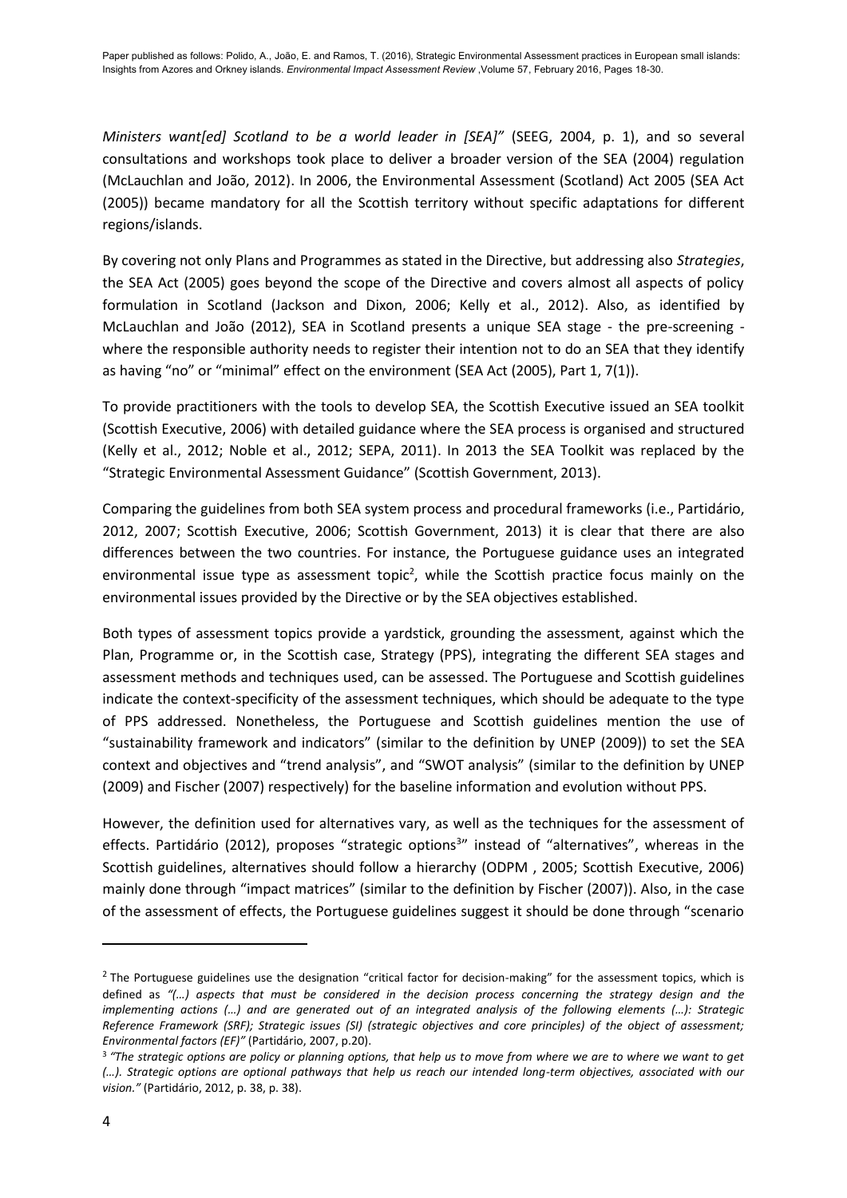*Ministers want[ed] Scotland to be a world leader in [SEA]"* (SEEG, 2004, p. 1), and so several consultations and workshops took place to deliver a broader version of the SEA (2004) regulation (McLauchlan and João, 2012). In 2006, the Environmental Assessment (Scotland) Act 2005 (SEA Act (2005)) became mandatory for all the Scottish territory without specific adaptations for different regions/islands.

By covering not only Plans and Programmes as stated in the Directive, but addressing also *Strategies*, the SEA Act (2005) goes beyond the scope of the Directive and covers almost all aspects of policy formulation in Scotland (Jackson and Dixon, 2006; Kelly et al., 2012). Also, as identified by McLauchlan and João (2012), SEA in Scotland presents a unique SEA stage - the pre-screening - where the responsible authority needs to register their intention not to do an SEA that they identify as having "no" or "minimal" effect on the environment (SEA Act (2005), Part 1, 7(1)).

To provide practitioners with the tools to develop SEA, the Scottish Executive issued an SEA toolkit (Scottish Executive, 2006) with detailed guidance where the SEA process is organised and structured (Kelly et al., 2012; Noble et al., 2012; SEPA, 2011). In 2013 the SEA Toolkit was replaced by the "Strategic Environmental Assessment Guidance" (Scottish Government, 2013).

Comparing the guidelines from both SEA system process and procedural frameworks (i.e., Partidário, 2012, 2007; Scottish Executive, 2006; Scottish Government, 2013) it is clear that there are also differences between the two countries. For instance, the Portuguese guidance uses an integrated environmental issue type as assessment topic[2], while the Scottish practice focus mainly on the environmental issues provided by the Directive or by the SEA objectives established.

Both types of assessment topics provide a yardstick, grounding the assessment, against which the Plan, Programme or, in the Scottish case, Strategy (PPS), integrating the different SEA stages and assessment methods and techniques used, can be assessed. The Portuguese and Scottish guidelines indicate the context-specificity of the assessment techniques, which should be adequate to the type of PPS addressed. Nonetheless, the Portuguese and Scottish guidelines mention the use of "sustainability framework and indicators" (similar to the definition by UNEP (2009)) to set the SEA context and objectives and "trend analysis", and "SWOT analysis" (similar to the definition by UNEP (2009) and Fischer (2007) respectively) for the baseline information and evolution without PPS.

However, the definition used for alternatives vary, as well as the techniques for the assessment of effects. Partidário (2012), proposes "strategic options[3]" instead of "alternatives", whereas in the Scottish guidelines, alternatives should follow a hierarchy (ODPM , 2005; Scottish Executive, 2006) mainly done through "impact matrices" (similar to the definition by Fischer (2007)). Also, in the case of the assessment of effects, the Portuguese guidelines suggest it should be done through "scenario

---

[2] The Portuguese guidelines use the designation "critical factor for decision-making" for the assessment topics, which is defined as *"(…) aspects that must be considered in the decision process concerning the strategy design and the implementing actions (…) and are generated out of an integrated analysis of the following elements (…): Strategic Reference Framework (SRF); Strategic issues (SI) (strategic objectives and core principles) of the object of assessment; Environmental factors (EF)"* (Partidário, 2007, p.20).

[3] *"The strategic options are policy or planning options, that help us to move from where we are to where we want to get (…). Strategic options are optional pathways that help us reach our intended long-term objectives, associated with our vision."* (Partidário, 2012, p. 38, p. 38).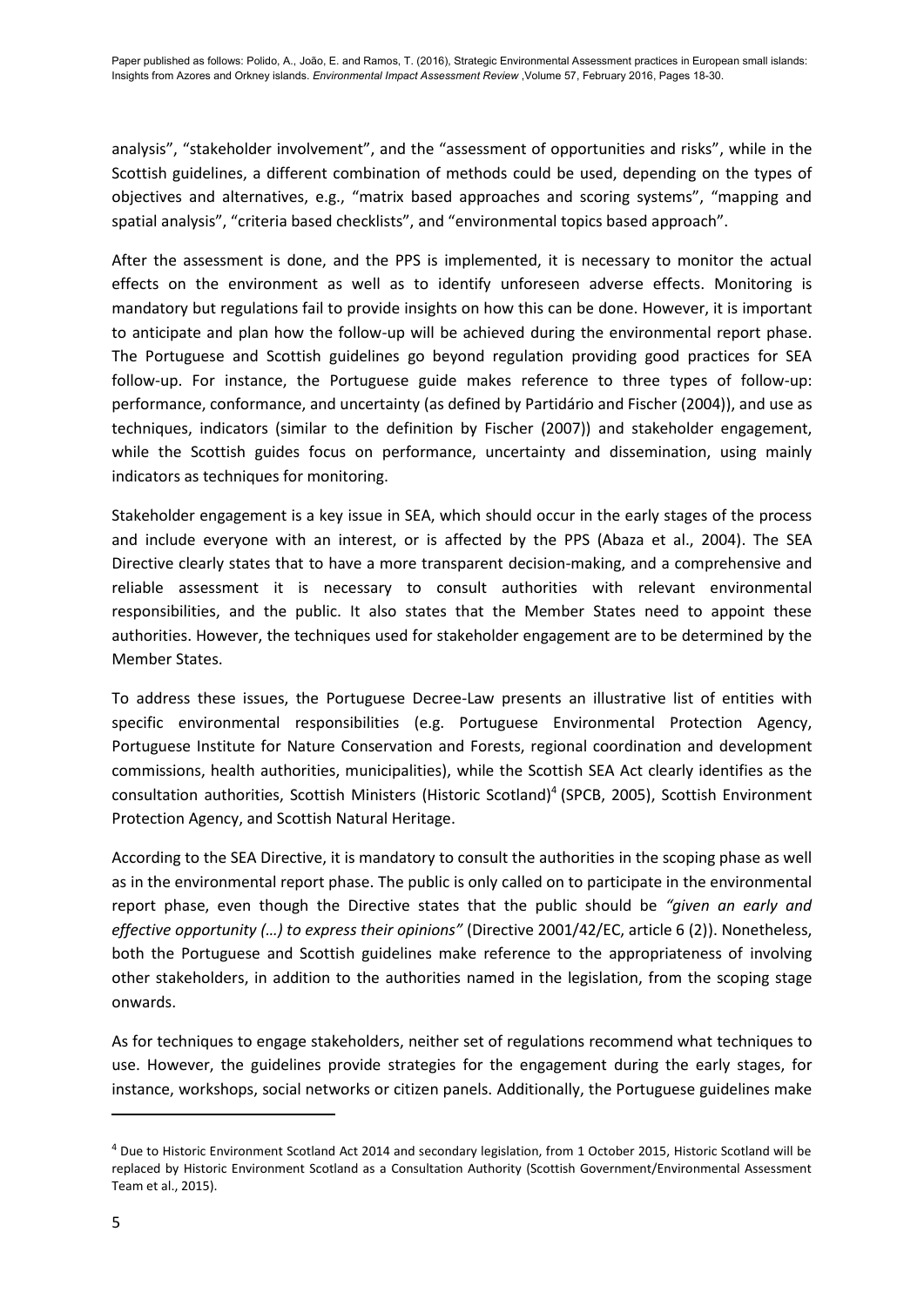analysis", "stakeholder involvement", and the "assessment of opportunities and risks", while in the Scottish guidelines, a different combination of methods could be used, depending on the types of objectives and alternatives, e.g., "matrix based approaches and scoring systems", "mapping and spatial analysis", "criteria based checklists", and "environmental topics based approach".

After the assessment is done, and the PPS is implemented, it is necessary to monitor the actual effects on the environment as well as to identify unforeseen adverse effects. Monitoring is mandatory but regulations fail to provide insights on how this can be done. However, it is important to anticipate and plan how the follow-up will be achieved during the environmental report phase. The Portuguese and Scottish guidelines go beyond regulation providing good practices for SEA follow-up. For instance, the Portuguese guide makes reference to three types of follow-up: performance, conformance, and uncertainty (as defined by Partidário and Fischer (2004)), and use as techniques, indicators (similar to the definition by Fischer (2007)) and stakeholder engagement, while the Scottish guides focus on performance, uncertainty and dissemination, using mainly indicators as techniques for monitoring.

Stakeholder engagement is a key issue in SEA, which should occur in the early stages of the process and include everyone with an interest, or is affected by the PPS (Abaza et al., 2004). The SEA Directive clearly states that to have a more transparent decision-making, and a comprehensive and reliable assessment it is necessary to consult authorities with relevant environmental responsibilities, and the public. It also states that the Member States need to appoint these authorities. However, the techniques used for stakeholder engagement are to be determined by the Member States.

To address these issues, the Portuguese Decree-Law presents an illustrative list of entities with specific environmental responsibilities (e.g. Portuguese Environmental Protection Agency, Portuguese Institute for Nature Conservation and Forests, regional coordination and development commissions, health authorities, municipalities), while the Scottish SEA Act clearly identifies as the consultation authorities, Scottish Ministers (Historic Scotland)[4] (SPCB, 2005), Scottish Environment Protection Agency, and Scottish Natural Heritage.

According to the SEA Directive, it is mandatory to consult the authorities in the scoping phase as well as in the environmental report phase. The public is only called on to participate in the environmental report phase, even though the Directive states that the public should be *"given an early and effective opportunity (…) to express their opinions"* (Directive 2001/42/EC, article 6 (2)). Nonetheless, both the Portuguese and Scottish guidelines make reference to the appropriateness of involving other stakeholders, in addition to the authorities named in the legislation, from the scoping stage onwards.

As for techniques to engage stakeholders, neither set of regulations recommend what techniques to use. However, the guidelines provide strategies for the engagement during the early stages, for instance, workshops, social networks or citizen panels. Additionally, the Portuguese guidelines make

[4] Due to Historic Environment Scotland Act 2014 and secondary legislation, from 1 October 2015, Historic Scotland will be replaced by Historic Environment Scotland as a Consultation Authority (Scottish Government/Environmental Assessment Team et al., 2015).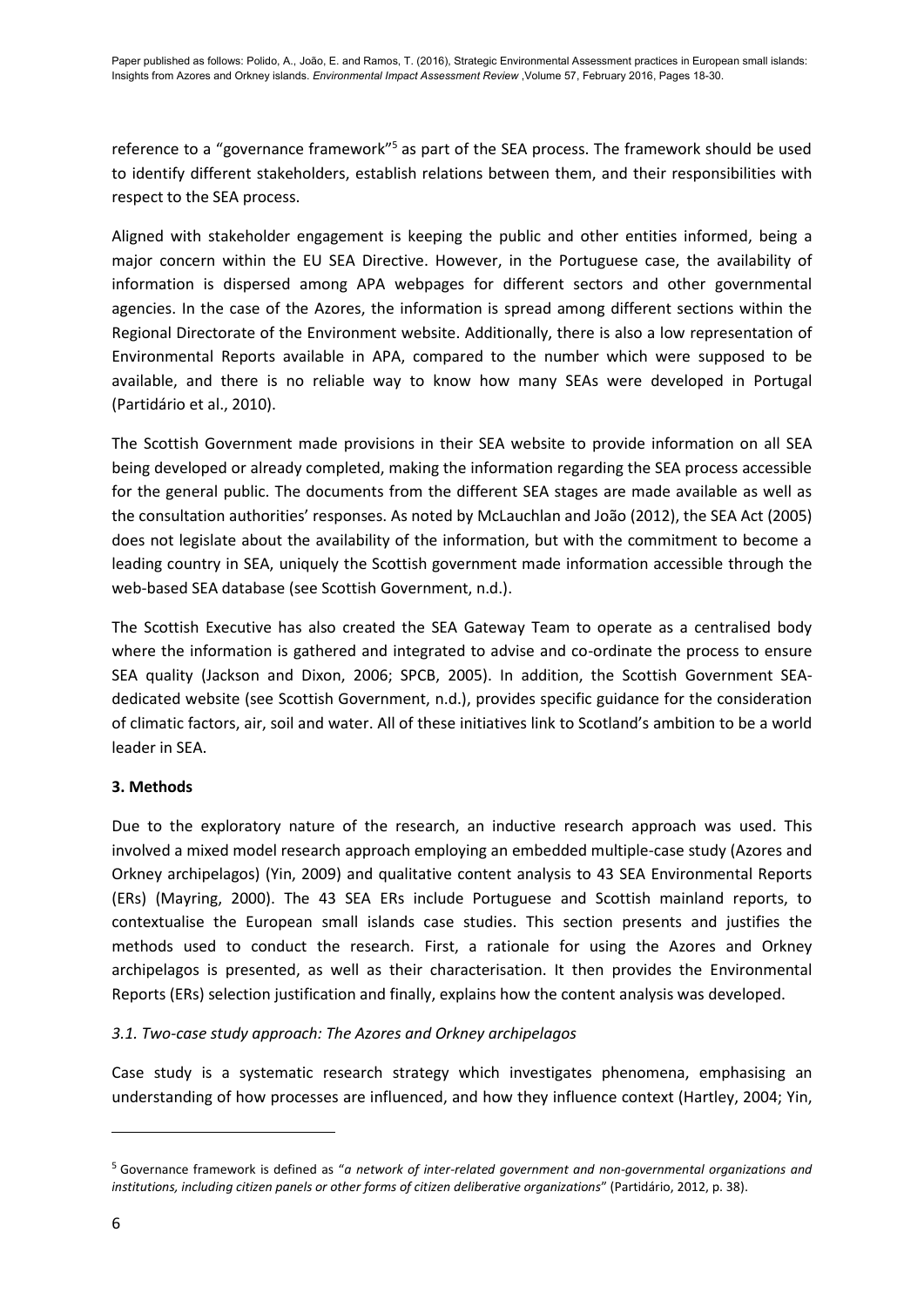reference to a "governance framework"[5] as part of the SEA process. The framework should be used to identify different stakeholders, establish relations between them, and their responsibilities with respect to the SEA process.

Aligned with stakeholder engagement is keeping the public and other entities informed, being a major concern within the EU SEA Directive. However, in the Portuguese case, the availability of information is dispersed among APA webpages for different sectors and other governmental agencies. In the case of the Azores, the information is spread among different sections within the Regional Directorate of the Environment website. Additionally, there is also a low representation of Environmental Reports available in APA, compared to the number which were supposed to be available, and there is no reliable way to know how many SEAs were developed in Portugal (Partidário et al., 2010).

The Scottish Government made provisions in their SEA website to provide information on all SEA being developed or already completed, making the information regarding the SEA process accessible for the general public. The documents from the different SEA stages are made available as well as the consultation authorities' responses. As noted by McLauchlan and João (2012), the SEA Act (2005) does not legislate about the availability of the information, but with the commitment to become a leading country in SEA, uniquely the Scottish government made information accessible through the web-based SEA database (see Scottish Government, n.d.).

The Scottish Executive has also created the SEA Gateway Team to operate as a centralised body where the information is gathered and integrated to advise and co-ordinate the process to ensure SEA quality (Jackson and Dixon, 2006; SPCB, 2005). In addition, the Scottish Government SEA-dedicated website (see Scottish Government, n.d.), provides specific guidance for the consideration of climatic factors, air, soil and water. All of these initiatives link to Scotland's ambition to be a world leader in SEA.

## 3. Methods

Due to the exploratory nature of the research, an inductive research approach was used. This involved a mixed model research approach employing an embedded multiple-case study (Azores and Orkney archipelagos) (Yin, 2009) and qualitative content analysis to 43 SEA Environmental Reports (ERs) (Mayring, 2000). The 43 SEA ERs include Portuguese and Scottish mainland reports, to contextualise the European small islands case studies. This section presents and justifies the methods used to conduct the research. First, a rationale for using the Azores and Orkney archipelagos is presented, as well as their characterisation. It then provides the Environmental Reports (ERs) selection justification and finally, explains how the content analysis was developed.

### *3.1. Two-case study approach: The Azores and Orkney archipelagos*

Case study is a systematic research strategy which investigates phenomena, emphasising an understanding of how processes are influenced, and how they influence context (Hartley, 2004; Yin,

---

[5] Governance framework is defined as "*a network of inter-related government and non-governmental organizations and institutions, including citizen panels or other forms of citizen deliberative organizations*" (Partidário, 2012, p. 38).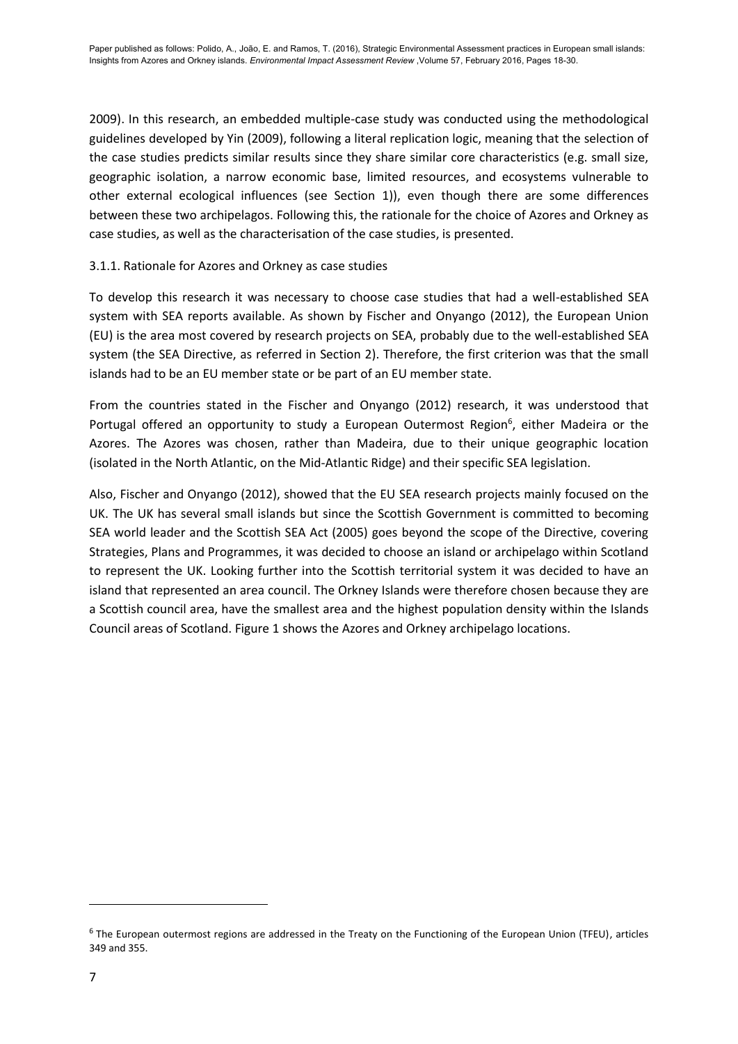2009). In this research, an embedded multiple-case study was conducted using the methodological guidelines developed by Yin (2009), following a literal replication logic, meaning that the selection of the case studies predicts similar results since they share similar core characteristics (e.g. small size, geographic isolation, a narrow economic base, limited resources, and ecosystems vulnerable to other external ecological influences (see Section 1)), even though there are some differences between these two archipelagos. Following this, the rationale for the choice of Azores and Orkney as case studies, as well as the characterisation of the case studies, is presented.

### 3.1.1. Rationale for Azores and Orkney as case studies

To develop this research it was necessary to choose case studies that had a well-established SEA system with SEA reports available. As shown by Fischer and Onyango (2012), the European Union (EU) is the area most covered by research projects on SEA, probably due to the well-established SEA system (the SEA Directive, as referred in Section 2). Therefore, the first criterion was that the small islands had to be an EU member state or be part of an EU member state.

From the countries stated in the Fischer and Onyango (2012) research, it was understood that Portugal offered an opportunity to study a European Outermost Region[6], either Madeira or the Azores. The Azores was chosen, rather than Madeira, due to their unique geographic location (isolated in the North Atlantic, on the Mid-Atlantic Ridge) and their specific SEA legislation.

Also, Fischer and Onyango (2012), showed that the EU SEA research projects mainly focused on the UK. The UK has several small islands but since the Scottish Government is committed to becoming SEA world leader and the Scottish SEA Act (2005) goes beyond the scope of the Directive, covering Strategies, Plans and Programmes, it was decided to choose an island or archipelago within Scotland to represent the UK. Looking further into the Scottish territorial system it was decided to have an island that represented an area council. The Orkney Islands were therefore chosen because they are a Scottish council area, have the smallest area and the highest population density within the Islands Council areas of Scotland. Figure 1 shows the Azores and Orkney archipelago locations.

---

[6] The European outermost regions are addressed in the Treaty on the Functioning of the European Union (TFEU), articles 349 and 355.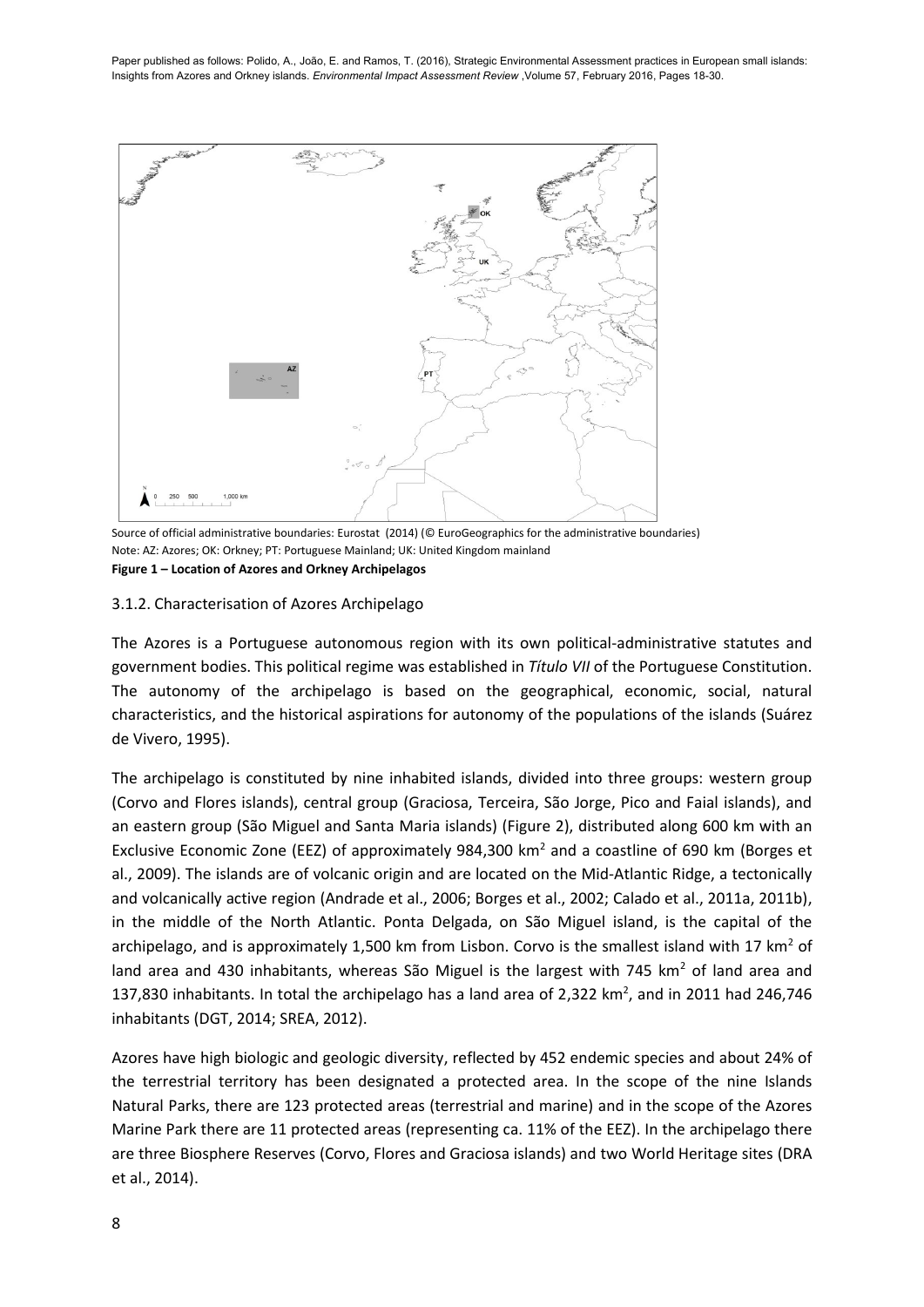Source of official administrative boundaries: Eurostat (2014) (© EuroGeographics for the administrative boundaries)
Note: AZ: Azores; OK: Orkney; PT: Portuguese Mainland; UK: United Kingdom mainland

**Figure 1 – Location of Azores and Orkney Archipelagos**

### 3.1.2. Characterisation of Azores Archipelago

The Azores is a Portuguese autonomous region with its own political-administrative statutes and government bodies. This political regime was established in *Título VII* of the Portuguese Constitution. The autonomy of the archipelago is based on the geographical, economic, social, natural characteristics, and the historical aspirations for autonomy of the populations of the islands (Suárez de Vivero, 1995).

The archipelago is constituted by nine inhabited islands, divided into three groups: western group (Corvo and Flores islands), central group (Graciosa, Terceira, São Jorge, Pico and Faial islands), and an eastern group (São Miguel and Santa Maria islands) (Figure 2), distributed along 600 km with an Exclusive Economic Zone (EEZ) of approximately 984,300 km$^2$ and a coastline of 690 km (Borges et al., 2009). The islands are of volcanic origin and are located on the Mid-Atlantic Ridge, a tectonically and volcanically active region (Andrade et al., 2006; Borges et al., 2002; Calado et al., 2011a, 2011b), in the middle of the North Atlantic. Ponta Delgada, on São Miguel island, is the capital of the archipelago, and is approximately 1,500 km from Lisbon. Corvo is the smallest island with 17 km$^2$ of land area and 430 inhabitants, whereas São Miguel is the largest with 745 km$^2$ of land area and 137,830 inhabitants. In total the archipelago has a land area of 2,322 km$^2$, and in 2011 had 246,746 inhabitants (DGT, 2014; SREA, 2012).

Azores have high biologic and geologic diversity, reflected by 452 endemic species and about 24% of the terrestrial territory has been designated a protected area. In the scope of the nine Islands Natural Parks, there are 123 protected areas (terrestrial and marine) and in the scope of the Azores Marine Park there are 11 protected areas (representing ca. 11% of the EEZ). In the archipelago there are three Biosphere Reserves (Corvo, Flores and Graciosa islands) and two World Heritage sites (DRA et al., 2014).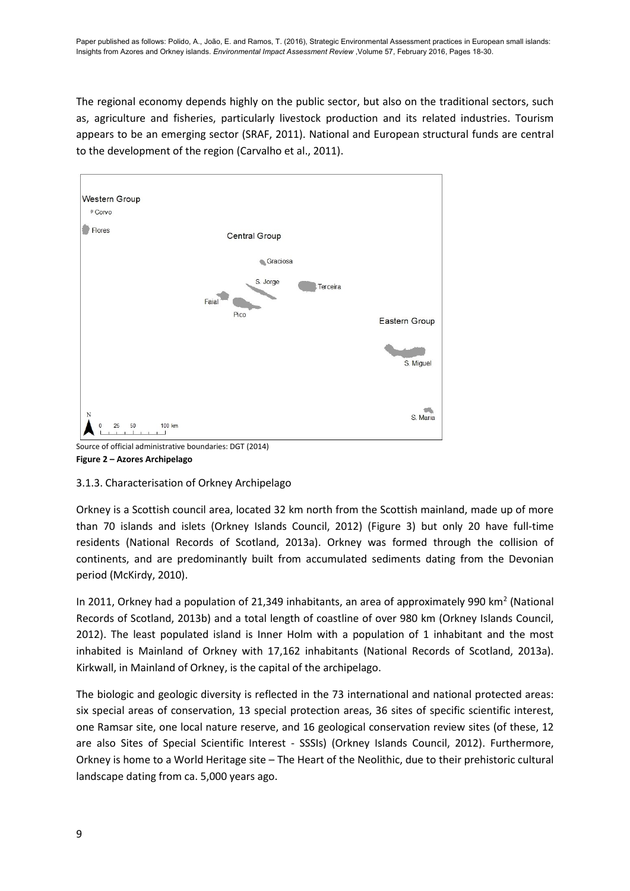The regional economy depends highly on the public sector, but also on the traditional sectors, such as, agriculture and fisheries, particularly livestock production and its related industries. Tourism appears to be an emerging sector (SRAF, 2011). National and European structural funds are central to the development of the region (Carvalho et al., 2011).

Source of official administrative boundaries: DGT (2014)

**Figure 2 – Azores Archipelago**

### 3.1.3. Characterisation of Orkney Archipelago

Orkney is a Scottish council area, located 32 km north from the Scottish mainland, made up of more than 70 islands and islets (Orkney Islands Council, 2012) (Figure 3) but only 20 have full-time residents (National Records of Scotland, 2013a). Orkney was formed through the collision of continents, and are predominantly built from accumulated sediments dating from the Devonian period (McKirdy, 2010).

In 2011, Orkney had a population of 21,349 inhabitants, an area of approximately 990 $km^2$ (National Records of Scotland, 2013b) and a total length of coastline of over 980 km (Orkney Islands Council, 2012). The least populated island is Inner Holm with a population of 1 inhabitant and the most inhabited is Mainland of Orkney with 17,162 inhabitants (National Records of Scotland, 2013a). Kirkwall, in Mainland of Orkney, is the capital of the archipelago.

The biologic and geologic diversity is reflected in the 73 international and national protected areas: six special areas of conservation, 13 special protection areas, 36 sites of specific scientific interest, one Ramsar site, one local nature reserve, and 16 geological conservation review sites (of these, 12 are also Sites of Special Scientific Interest - SSSIs) (Orkney Islands Council, 2012). Furthermore, Orkney is home to a World Heritage site – The Heart of the Neolithic, due to their prehistoric cultural landscape dating from ca. 5,000 years ago.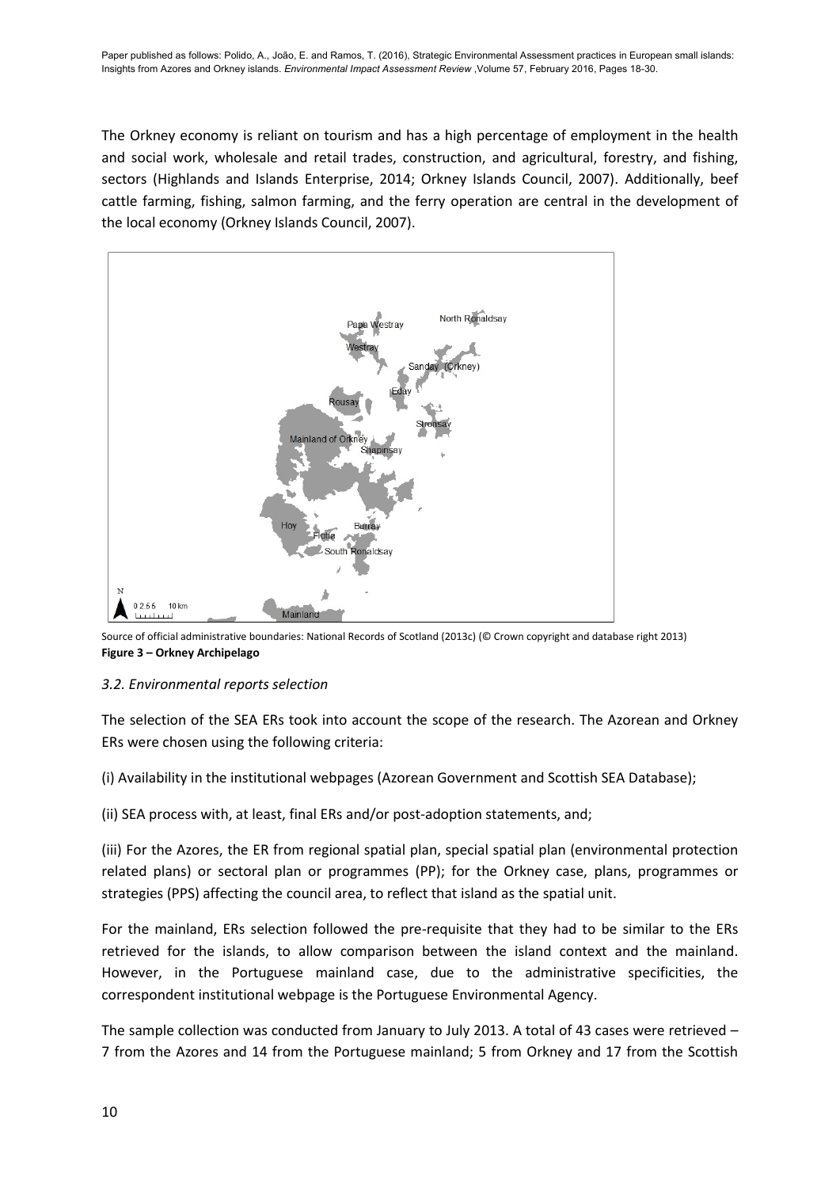The Orkney economy is reliant on tourism and has a high percentage of employment in the health and social work, wholesale and retail trades, construction, and agricultural, forestry, and fishing, sectors (Highlands and Islands Enterprise, 2014; Orkney Islands Council, 2007). Additionally, beef cattle farming, fishing, salmon farming, and the ferry operation are central in the development of the local economy (Orkney Islands Council, 2007).

Source of official administrative boundaries: National Records of Scotland (2013c) (© Crown copyright and database right 2013)

**Figure 3 – Orkney Archipelago**

### *3.2. Environmental reports selection*

The selection of the SEA ERs took into account the scope of the research. The Azorean and Orkney ERs were chosen using the following criteria:

(i) Availability in the institutional webpages (Azorean Government and Scottish SEA Database);

(ii) SEA process with, at least, final ERs and/or post-adoption statements, and;

(iii) For the Azores, the ER from regional spatial plan, special spatial plan (environmental protection related plans) or sectoral plan or programmes (PP); for the Orkney case, plans, programmes or strategies (PPS) affecting the council area, to reflect that island as the spatial unit.

For the mainland, ERs selection followed the pre-requisite that they had to be similar to the ERs retrieved for the islands, to allow comparison between the island context and the mainland. However, in the Portuguese mainland case, due to the administrative specificities, the correspondent institutional webpage is the Portuguese Environmental Agency.

The sample collection was conducted from January to July 2013. A total of 43 cases were retrieved – 7 from the Azores and 14 from the Portuguese mainland; 5 from Orkney and 17 from the Scottish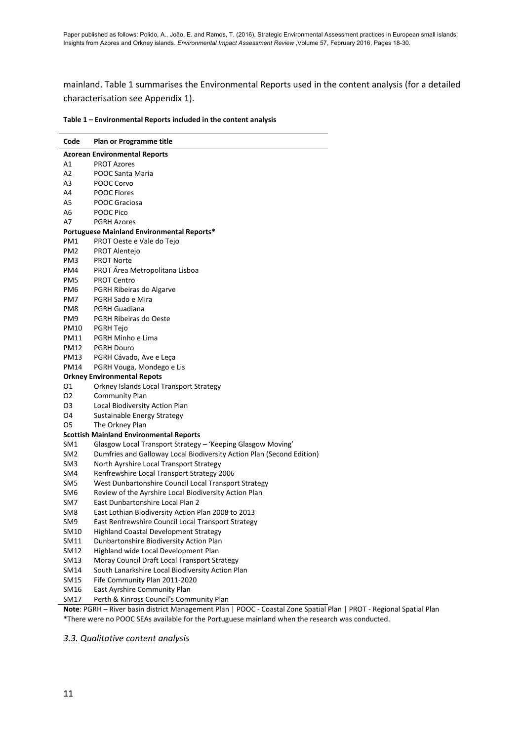mainland. Table 1 summarises the Environmental Reports used in the content analysis (for a detailed characterisation see Appendix 1).

**Table 1 – Environmental Reports included in the content analysis**

| Code | Plan or Programme title |
|---|---|
| **Azorean Environmental Reports** | |
| A1 | PROT Azores |
| A2 | POOC Santa Maria |
| A3 | POOC Corvo |
| A4 | POOC Flores |
| A5 | POOC Graciosa |
| A6 | POOC Pico |
| A7 | PGRH Azores |
| **Portuguese Mainland Environmental Reports*** | |
| PM1 | PROT Oeste e Vale do Tejo |
| PM2 | PROT Alentejo |
| PM3 | PROT Norte |
| PM4 | PROT Área Metropolitana Lisboa |
| PM5 | PROT Centro |
| PM6 | PGRH Ribeiras do Algarve |
| PM7 | PGRH Sado e Mira |
| PM8 | PGRH Guadiana |
| PM9 | PGRH Ribeiras do Oeste |
| PM10 | PGRH Tejo |
| PM11 | PGRH Minho e Lima |
| PM12 | PGRH Douro |
| PM13 | PGRH Cávado, Ave e Leça |
| PM14 | PGRH Vouga, Mondego e Lis |
| **Orkney Environmental Repots** | |
| O1 | Orkney Islands Local Transport Strategy |
| O2 | Community Plan |
| O3 | Local Biodiversity Action Plan |
| O4 | Sustainable Energy Strategy |
| O5 | The Orkney Plan |
| **Scottish Mainland Environmental Reports** | |
| SM1 | Glasgow Local Transport Strategy – 'Keeping Glasgow Moving' |
| SM2 | Dumfries and Galloway Local Biodiversity Action Plan (Second Edition) |
| SM3 | North Ayrshire Local Transport Strategy |
| SM4 | Renfrewshire Local Transport Strategy 2006 |
| SM5 | West Dunbartonshire Council Local Transport Strategy |
| SM6 | Review of the Ayrshire Local Biodiversity Action Plan |
| SM7 | East Dunbartonshire Local Plan 2 |
| SM8 | East Lothian Biodiversity Action Plan 2008 to 2013 |
| SM9 | East Renfrewshire Council Local Transport Strategy |
| SM10 | Highland Coastal Development Strategy |
| SM11 | Dunbartonshire Biodiversity Action Plan |
| SM12 | Highland wide Local Development Plan |
| SM13 | Moray Council Draft Local Transport Strategy |
| SM14 | South Lanarkshire Local Biodiversity Action Plan |
| SM15 | Fife Community Plan 2011-2020 |
| SM16 | East Ayrshire Community Plan |
| SM17 | Perth & Kinross Council's Community Plan |

**Note**: PGRH – River basin district Management Plan | POOC - Coastal Zone Spatial Plan | PROT - Regional Spatial Plan
*There were no POOC SEAs available for the Portuguese mainland when the research was conducted.

### *3.3. Qualitative content analysis*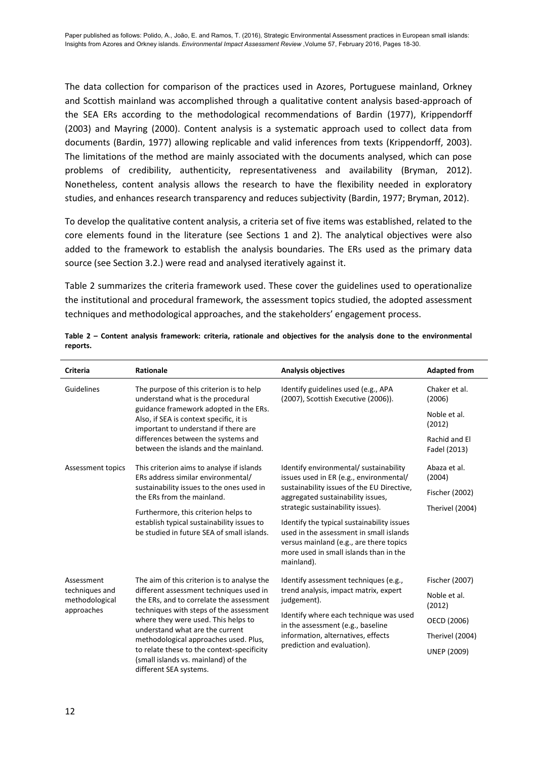The data collection for comparison of the practices used in Azores, Portuguese mainland, Orkney and Scottish mainland was accomplished through a qualitative content analysis based-approach of the SEA ERs according to the methodological recommendations of Bardin (1977), Krippendorff (2003) and Mayring (2000). Content analysis is a systematic approach used to collect data from documents (Bardin, 1977) allowing replicable and valid inferences from texts (Krippendorff, 2003). The limitations of the method are mainly associated with the documents analysed, which can pose problems of credibility, authenticity, representativeness and availability (Bryman, 2012). Nonetheless, content analysis allows the research to have the flexibility needed in exploratory studies, and enhances research transparency and reduces subjectivity (Bardin, 1977; Bryman, 2012).

To develop the qualitative content analysis, a criteria set of five items was established, related to the core elements found in the literature (see Sections 1 and 2). The analytical objectives were also added to the framework to establish the analysis boundaries. The ERs used as the primary data source (see Section 3.2.) were read and analysed iteratively against it.

Table 2 summarizes the criteria framework used. These cover the guidelines used to operationalize the institutional and procedural framework, the assessment topics studied, the adopted assessment techniques and methodological approaches, and the stakeholders' engagement process.

**Table 2 – Content analysis framework: criteria, rationale and objectives for the analysis done to the environmental reports.**

| Criteria | Rationale | Analysis objectives | Adapted from |
|---|---|---|---|
| Guidelines | The purpose of this criterion is to help understand what is the procedural guidance framework adopted in the ERs. Also, if SEA is context specific, it is important to understand if there are differences between the systems and between the islands and the mainland. | Identify guidelines used (e.g., APA (2007), Scottish Executive (2006)). | Chaker et al. (2006)<br>Noble et al. (2012)<br>Rachid and El Fadel (2013) |
| Assessment topics | This criterion aims to analyse if islands ERs address similar environmental/ sustainability issues to the ones used in the ERs from the mainland.<br>Furthermore, this criterion helps to establish typical sustainability issues to be studied in future SEA of small islands. | Identify environmental/ sustainability issues used in ER (e.g., environmental/ sustainability issues of the EU Directive, aggregated sustainability issues, strategic sustainability issues).<br>Identify the typical sustainability issues used in the assessment in small islands versus mainland (e.g., are there topics more used in small islands than in the mainland). | Abaza et al. (2004)<br>Fischer (2002)<br>Therivel (2004) |
| Assessment techniques and methodological approaches | The aim of this criterion is to analyse the different assessment techniques used in the ERs, and to correlate the assessment techniques with steps of the assessment where they were used. This helps to understand what are the current methodological approaches used. Plus, to relate these to the context-specificity (small islands vs. mainland) of the different SEA systems. | Identify assessment techniques (e.g., trend analysis, impact matrix, expert judgement).<br>Identify where each technique was used in the assessment (e.g., baseline information, alternatives, effects prediction and evaluation). | Fischer (2007)<br>Noble et al. (2012)<br>OECD (2006)<br>Therivel (2004)<br>UNEP (2009) |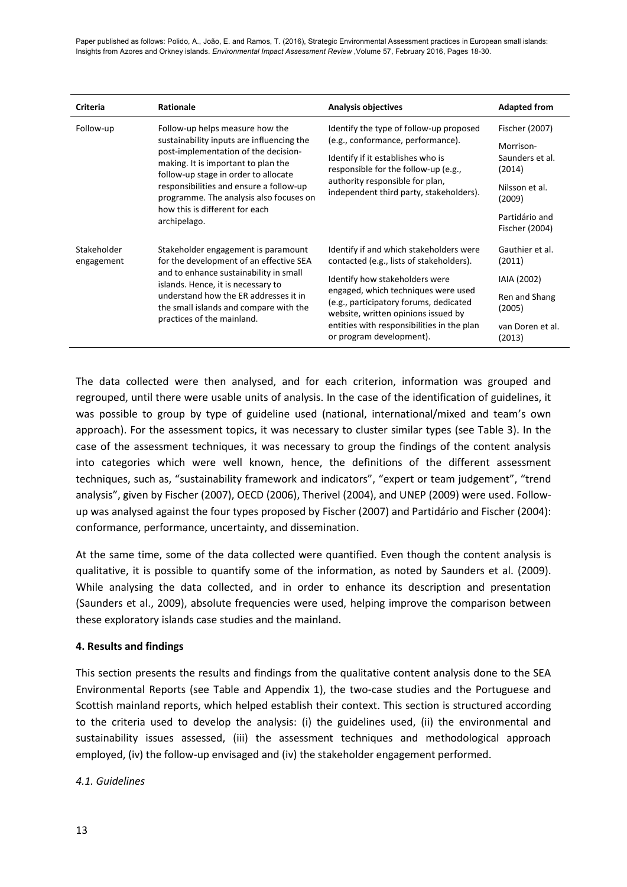| Criteria | Rationale | Analysis objectives | Adapted from |
|---|---|---|---|
| Follow-up | Follow-up helps measure how the sustainability inputs are influencing the post-implementation of the decision-making. It is important to plan the follow-up stage in order to allocate responsibilities and ensure a follow-up programme. The analysis also focuses on how this is different for each archipelago. | Identify the type of follow-up proposed (e.g., conformance, performance).<br><br>Identify if it establishes who is responsible for the follow-up (e.g., authority responsible for plan, independent third party, stakeholders). | Fischer (2007)<br><br>Morrison-Saunders et al. (2014)<br><br>Nilsson et al. (2009)<br><br>Partidário and Fischer (2004) |
| Stakeholder engagement | Stakeholder engagement is paramount for the development of an effective SEA and to enhance sustainability in small islands. Hence, it is necessary to understand how the ER addresses it in the small islands and compare with the practices of the mainland. | Identify if and which stakeholders were contacted (e.g., lists of stakeholders).<br><br>Identify how stakeholders were engaged, which techniques were used (e.g., participatory forums, dedicated website, written opinions issued by entities with responsibilities in the plan or program development). | Gauthier et al. (2011)<br><br>IAIA (2002)<br><br>Ren and Shang (2005)<br><br>van Doren et al. (2013) |

The data collected were then analysed, and for each criterion, information was grouped and regrouped, until there were usable units of analysis. In the case of the identification of guidelines, it was possible to group by type of guideline used (national, international/mixed and team's own approach). For the assessment topics, it was necessary to cluster similar types (see Table 3). In the case of the assessment techniques, it was necessary to group the findings of the content analysis into categories which were well known, hence, the definitions of the different assessment techniques, such as, "sustainability framework and indicators", "expert or team judgement", "trend analysis", given by Fischer (2007), OECD (2006), Therivel (2004), and UNEP (2009) were used. Follow-up was analysed against the four types proposed by Fischer (2007) and Partidário and Fischer (2004): conformance, performance, uncertainty, and dissemination.

At the same time, some of the data collected were quantified. Even though the content analysis is qualitative, it is possible to quantify some of the information, as noted by Saunders et al. (2009). While analysing the data collected, and in order to enhance its description and presentation (Saunders et al., 2009), absolute frequencies were used, helping improve the comparison between these exploratory islands case studies and the mainland.

## 4. Results and findings

This section presents the results and findings from the qualitative content analysis done to the SEA Environmental Reports (see Table and Appendix 1), the two-case studies and the Portuguese and Scottish mainland reports, which helped establish their context. This section is structured according to the criteria used to develop the analysis: (i) the guidelines used, (ii) the environmental and sustainability issues assessed, (iii) the assessment techniques and methodological approach employed, (iv) the follow-up envisaged and (iv) the stakeholder engagement performed.

### *4.1. Guidelines*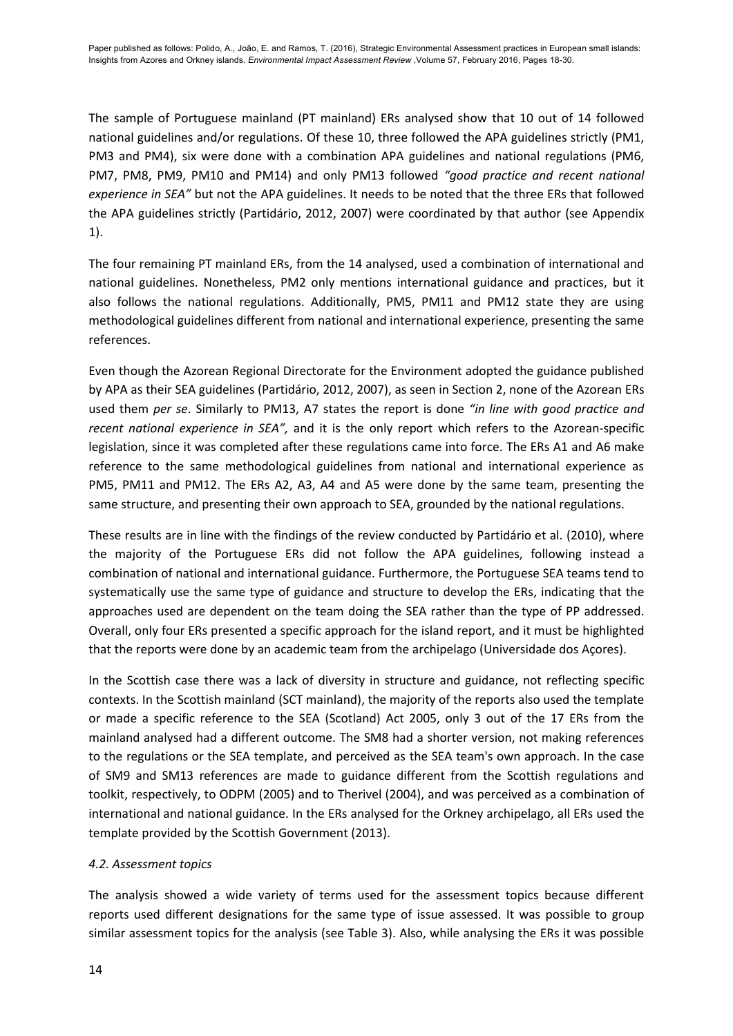The sample of Portuguese mainland (PT mainland) ERs analysed show that 10 out of 14 followed national guidelines and/or regulations. Of these 10, three followed the APA guidelines strictly (PM1, PM3 and PM4), six were done with a combination APA guidelines and national regulations (PM6, PM7, PM8, PM9, PM10 and PM14) and only PM13 followed *"good practice and recent national experience in SEA"* but not the APA guidelines. It needs to be noted that the three ERs that followed the APA guidelines strictly (Partidário, 2012, 2007) were coordinated by that author (see Appendix 1).

The four remaining PT mainland ERs, from the 14 analysed, used a combination of international and national guidelines. Nonetheless, PM2 only mentions international guidance and practices, but it also follows the national regulations. Additionally, PM5, PM11 and PM12 state they are using methodological guidelines different from national and international experience, presenting the same references.

Even though the Azorean Regional Directorate for the Environment adopted the guidance published by APA as their SEA guidelines (Partidário, 2012, 2007), as seen in Section 2, none of the Azorean ERs used them *per se*. Similarly to PM13, A7 states the report is done *"in line with good practice and recent national experience in SEA",* and it is the only report which refers to the Azorean-specific legislation, since it was completed after these regulations came into force. The ERs A1 and A6 make reference to the same methodological guidelines from national and international experience as PM5, PM11 and PM12. The ERs A2, A3, A4 and A5 were done by the same team, presenting the same structure, and presenting their own approach to SEA, grounded by the national regulations.

These results are in line with the findings of the review conducted by Partidário et al. (2010), where the majority of the Portuguese ERs did not follow the APA guidelines, following instead a combination of national and international guidance. Furthermore, the Portuguese SEA teams tend to systematically use the same type of guidance and structure to develop the ERs, indicating that the approaches used are dependent on the team doing the SEA rather than the type of PP addressed. Overall, only four ERs presented a specific approach for the island report, and it must be highlighted that the reports were done by an academic team from the archipelago (Universidade dos Açores).

In the Scottish case there was a lack of diversity in structure and guidance, not reflecting specific contexts. In the Scottish mainland (SCT mainland), the majority of the reports also used the template or made a specific reference to the SEA (Scotland) Act 2005, only 3 out of the 17 ERs from the mainland analysed had a different outcome. The SM8 had a shorter version, not making references to the regulations or the SEA template, and perceived as the SEA team's own approach. In the case of SM9 and SM13 references are made to guidance different from the Scottish regulations and toolkit, respectively, to ODPM (2005) and to Therivel (2004), and was perceived as a combination of international and national guidance. In the ERs analysed for the Orkney archipelago, all ERs used the template provided by the Scottish Government (2013).

### *4.2. Assessment topics*

The analysis showed a wide variety of terms used for the assessment topics because different reports used different designations for the same type of issue assessed. It was possible to group similar assessment topics for the analysis (see Table 3). Also, while analysing the ERs it was possible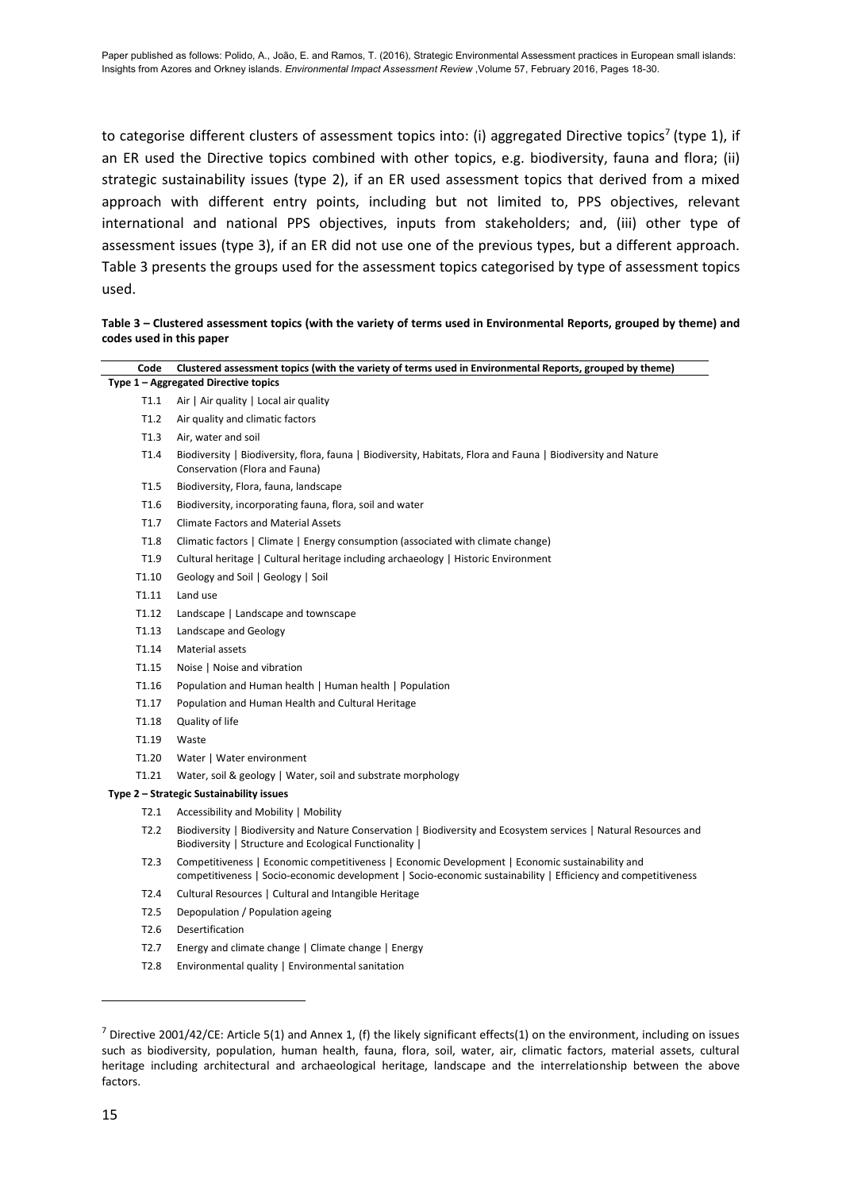to categorise different clusters of assessment topics into: (i) aggregated Directive topics[7] (type 1), if an ER used the Directive topics combined with other topics, e.g. biodiversity, fauna and flora; (ii) strategic sustainability issues (type 2), if an ER used assessment topics that derived from a mixed approach with different entry points, including but not limited to, PPS objectives, relevant international and national PPS objectives, inputs from stakeholders; and, (iii) other type of assessment issues (type 3), if an ER did not use one of the previous types, but a different approach. Table 3 presents the groups used for the assessment topics categorised by type of assessment topics used.

**Table 3 – Clustered assessment topics (with the variety of terms used in Environmental Reports, grouped by theme) and codes used in this paper**

| Code | Clustered assessment topics (with the variety of terms used in Environmental Reports, grouped by theme) |
|---|---|
| **Type 1 – Aggregated Directive topics** | |
| T1.1 | Air \| Air quality \| Local air quality |
| T1.2 | Air quality and climatic factors |
| T1.3 | Air, water and soil |
| T1.4 | Biodiversity \| Biodiversity, flora, fauna \| Biodiversity, Habitats, Flora and Fauna \| Biodiversity and Nature Conservation (Flora and Fauna) |
| T1.5 | Biodiversity, Flora, fauna, landscape |
| T1.6 | Biodiversity, incorporating fauna, flora, soil and water |
| T1.7 | Climate Factors and Material Assets |
| T1.8 | Climatic factors \| Climate \| Energy consumption (associated with climate change) |
| T1.9 | Cultural heritage \| Cultural heritage including archaeology \| Historic Environment |
| T1.10 | Geology and Soil \| Geology \| Soil |
| T1.11 | Land use |
| T1.12 | Landscape \| Landscape and townscape |
| T1.13 | Landscape and Geology |
| T1.14 | Material assets |
| T1.15 | Noise \| Noise and vibration |
| T1.16 | Population and Human health \| Human health \| Population |
| T1.17 | Population and Human Health and Cultural Heritage |
| T1.18 | Quality of life |
| T1.19 | Waste |
| T1.20 | Water \| Water environment |
| T1.21 | Water, soil & geology \| Water, soil and substrate morphology |
| **Type 2 – Strategic Sustainability issues** | |
| T2.1 | Accessibility and Mobility \| Mobility |
| T2.2 | Biodiversity \| Biodiversity and Nature Conservation \| Biodiversity and Ecosystem services \| Natural Resources and Biodiversity \| Structure and Ecological Functionality \| |
| T2.3 | Competitiveness \| Economic competitiveness \| Economic Development \| Economic sustainability and competitiveness \| Socio-economic development \| Socio-economic sustainability \| Efficiency and competitiveness |
| T2.4 | Cultural Resources \| Cultural and Intangible Heritage |
| T2.5 | Depopulation / Population ageing |
| T2.6 | Desertification |
| T2.7 | Energy and climate change \| Climate change \| Energy |
| T2.8 | Environmental quality \| Environmental sanitation |

[7] Directive 2001/42/CE: Article 5(1) and Annex 1, (f) the likely significant effects(1) on the environment, including on issues such as biodiversity, population, human health, fauna, flora, soil, water, air, climatic factors, material assets, cultural heritage including architectural and archaeological heritage, landscape and the interrelationship between the above factors.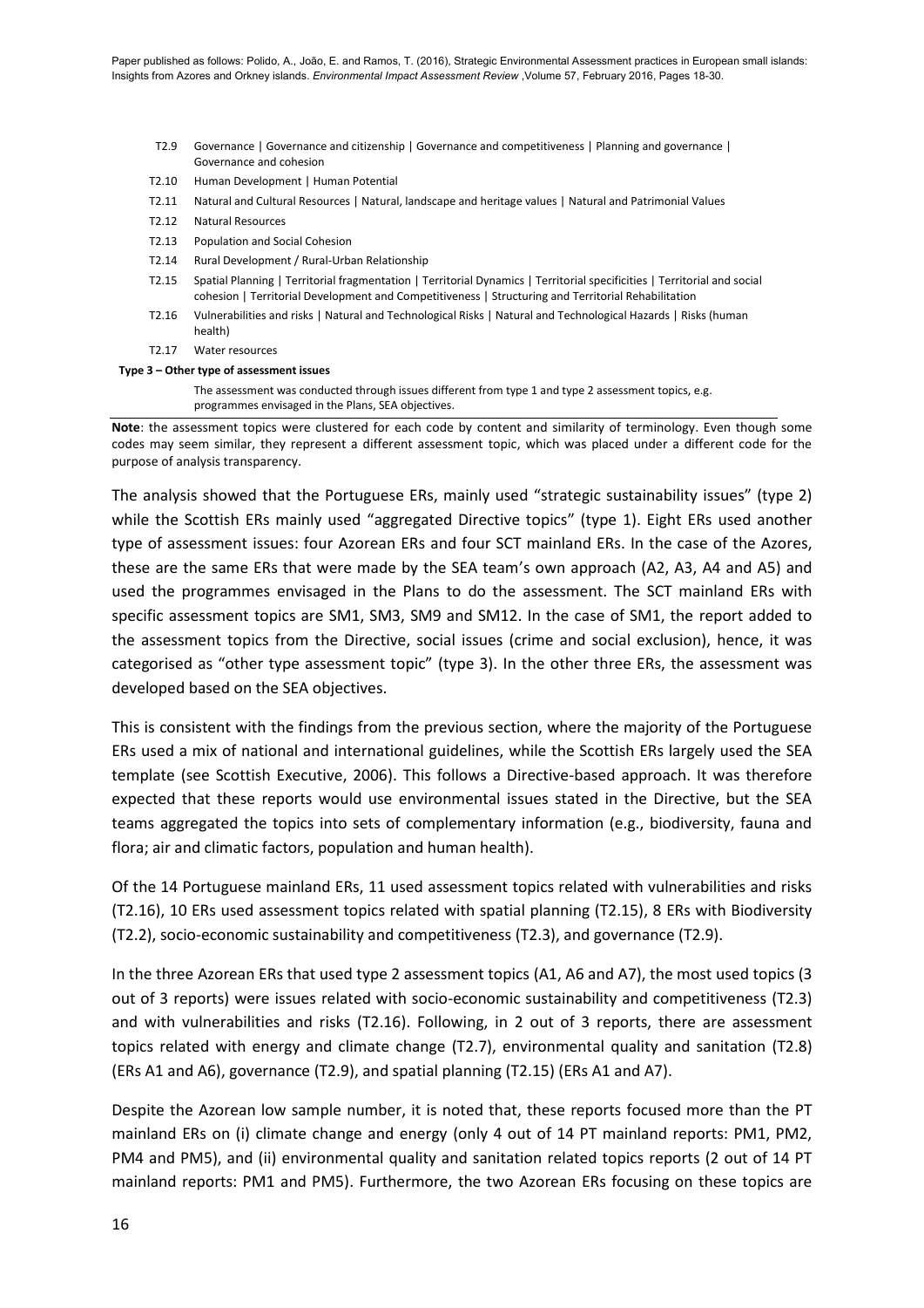| | |
|---|---|
| T2.9 | Governance \| Governance and citizenship \| Governance and competitiveness \| Planning and governance \| Governance and cohesion |
| T2.10 | Human Development \| Human Potential |
| T2.11 | Natural and Cultural Resources \| Natural, landscape and heritage values \| Natural and Patrimonial Values |
| T2.12 | Natural Resources |
| T2.13 | Population and Social Cohesion |
| T2.14 | Rural Development / Rural-Urban Relationship |
| T2.15 | Spatial Planning \| Territorial fragmentation \| Territorial Dynamics \| Territorial specificities \| Territorial and social cohesion \| Territorial Development and Competitiveness \| Structuring and Territorial Rehabilitation |
| T2.16 | Vulnerabilities and risks \| Natural and Technological Risks \| Natural and Technological Hazards \| Risks (human health) |
| T2.17 | Water resources |
| **Type 3 – Other type of assessment issues** | |
| | The assessment was conducted through issues different from type 1 and type 2 assessment topics, e.g. programmes envisaged in the Plans, SEA objectives. |

**Note**: the assessment topics were clustered for each code by content and similarity of terminology. Even though some codes may seem similar, they represent a different assessment topic, which was placed under a different code for the purpose of analysis transparency.

The analysis showed that the Portuguese ERs, mainly used "strategic sustainability issues" (type 2) while the Scottish ERs mainly used "aggregated Directive topics" (type 1). Eight ERs used another type of assessment issues: four Azorean ERs and four SCT mainland ERs. In the case of the Azores, these are the same ERs that were made by the SEA team's own approach (A2, A3, A4 and A5) and used the programmes envisaged in the Plans to do the assessment. The SCT mainland ERs with specific assessment topics are SM1, SM3, SM9 and SM12. In the case of SM1, the report added to the assessment topics from the Directive, social issues (crime and social exclusion), hence, it was categorised as "other type assessment topic" (type 3). In the other three ERs, the assessment was developed based on the SEA objectives.

This is consistent with the findings from the previous section, where the majority of the Portuguese ERs used a mix of national and international guidelines, while the Scottish ERs largely used the SEA template (see Scottish Executive, 2006). This follows a Directive-based approach. It was therefore expected that these reports would use environmental issues stated in the Directive, but the SEA teams aggregated the topics into sets of complementary information (e.g., biodiversity, fauna and flora; air and climatic factors, population and human health).

Of the 14 Portuguese mainland ERs, 11 used assessment topics related with vulnerabilities and risks (T2.16), 10 ERs used assessment topics related with spatial planning (T2.15), 8 ERs with Biodiversity (T2.2), socio-economic sustainability and competitiveness (T2.3), and governance (T2.9).

In the three Azorean ERs that used type 2 assessment topics (A1, A6 and A7), the most used topics (3 out of 3 reports) were issues related with socio-economic sustainability and competitiveness (T2.3) and with vulnerabilities and risks (T2.16). Following, in 2 out of 3 reports, there are assessment topics related with energy and climate change (T2.7), environmental quality and sanitation (T2.8) (ERs A1 and A6), governance (T2.9), and spatial planning (T2.15) (ERs A1 and A7).

Despite the Azorean low sample number, it is noted that, these reports focused more than the PT mainland ERs on (i) climate change and energy (only 4 out of 14 PT mainland reports: PM1, PM2, PM4 and PM5), and (ii) environmental quality and sanitation related topics reports (2 out of 14 PT mainland reports: PM1 and PM5). Furthermore, the two Azorean ERs focusing on these topics are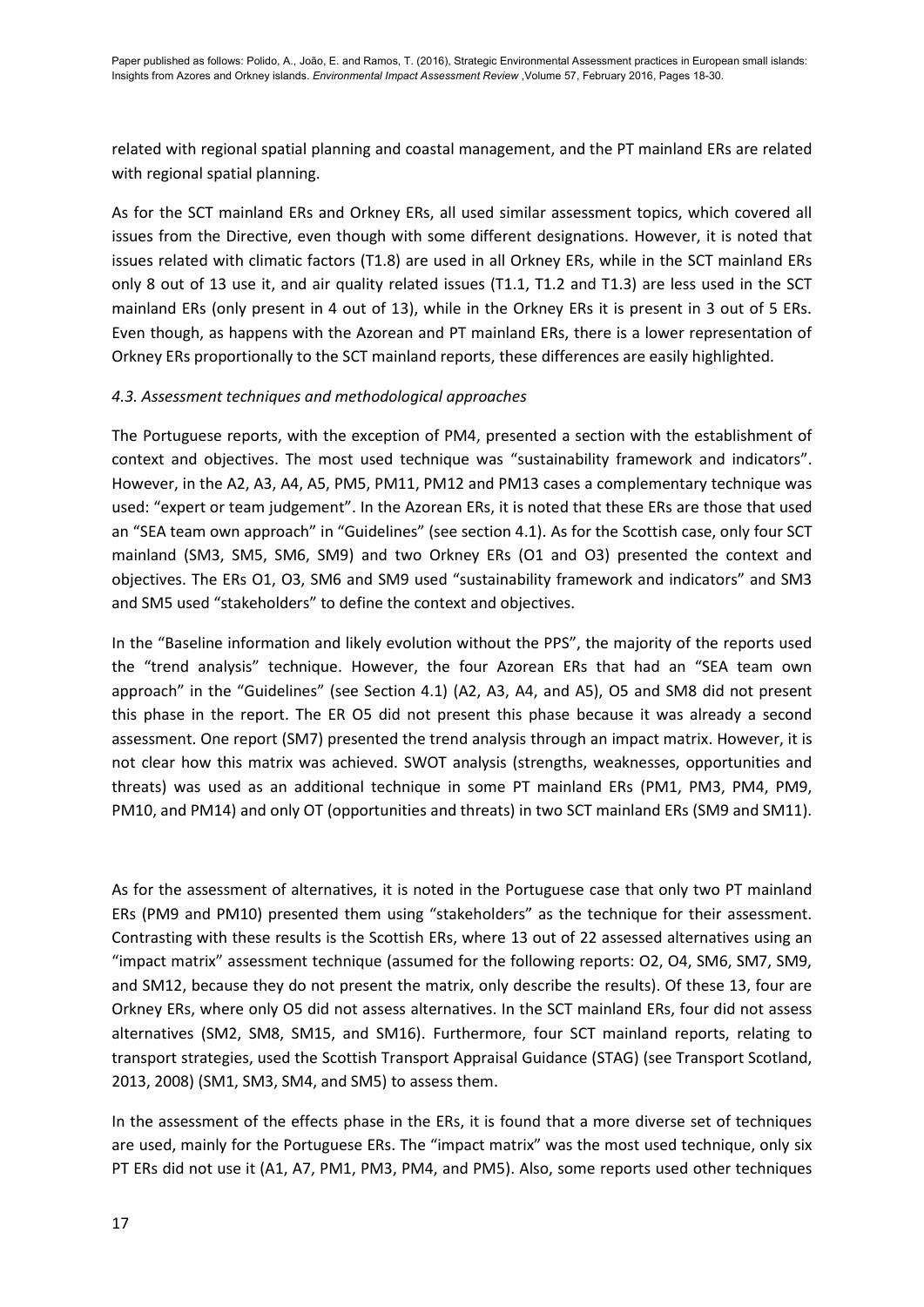related with regional spatial planning and coastal management, and the PT mainland ERs are related with regional spatial planning.

As for the SCT mainland ERs and Orkney ERs, all used similar assessment topics, which covered all issues from the Directive, even though with some different designations. However, it is noted that issues related with climatic factors (T1.8) are used in all Orkney ERs, while in the SCT mainland ERs only 8 out of 13 use it, and air quality related issues (T1.1, T1.2 and T1.3) are less used in the SCT mainland ERs (only present in 4 out of 13), while in the Orkney ERs it is present in 3 out of 5 ERs. Even though, as happens with the Azorean and PT mainland ERs, there is a lower representation of Orkney ERs proportionally to the SCT mainland reports, these differences are easily highlighted.

### *4.3. Assessment techniques and methodological approaches*

The Portuguese reports, with the exception of PM4, presented a section with the establishment of context and objectives. The most used technique was "sustainability framework and indicators". However, in the A2, A3, A4, A5, PM5, PM11, PM12 and PM13 cases a complementary technique was used: "expert or team judgement". In the Azorean ERs, it is noted that these ERs are those that used an "SEA team own approach" in "Guidelines" (see section 4.1). As for the Scottish case, only four SCT mainland (SM3, SM5, SM6, SM9) and two Orkney ERs (O1 and O3) presented the context and objectives. The ERs O1, O3, SM6 and SM9 used "sustainability framework and indicators" and SM3 and SM5 used "stakeholders" to define the context and objectives.

In the "Baseline information and likely evolution without the PPS", the majority of the reports used the "trend analysis" technique. However, the four Azorean ERs that had an "SEA team own approach" in the "Guidelines" (see Section 4.1) (A2, A3, A4, and A5), O5 and SM8 did not present this phase in the report. The ER O5 did not present this phase because it was already a second assessment. One report (SM7) presented the trend analysis through an impact matrix. However, it is not clear how this matrix was achieved. SWOT analysis (strengths, weaknesses, opportunities and threats) was used as an additional technique in some PT mainland ERs (PM1, PM3, PM4, PM9, PM10, and PM14) and only OT (opportunities and threats) in two SCT mainland ERs (SM9 and SM11).

As for the assessment of alternatives, it is noted in the Portuguese case that only two PT mainland ERs (PM9 and PM10) presented them using "stakeholders" as the technique for their assessment. Contrasting with these results is the Scottish ERs, where 13 out of 22 assessed alternatives using an "impact matrix" assessment technique (assumed for the following reports: O2, O4, SM6, SM7, SM9, and SM12, because they do not present the matrix, only describe the results). Of these 13, four are Orkney ERs, where only O5 did not assess alternatives. In the SCT mainland ERs, four did not assess alternatives (SM2, SM8, SM15, and SM16). Furthermore, four SCT mainland reports, relating to transport strategies, used the Scottish Transport Appraisal Guidance (STAG) (see Transport Scotland, 2013, 2008) (SM1, SM3, SM4, and SM5) to assess them.

In the assessment of the effects phase in the ERs, it is found that a more diverse set of techniques are used, mainly for the Portuguese ERs. The "impact matrix" was the most used technique, only six PT ERs did not use it (A1, A7, PM1, PM3, PM4, and PM5). Also, some reports used other techniques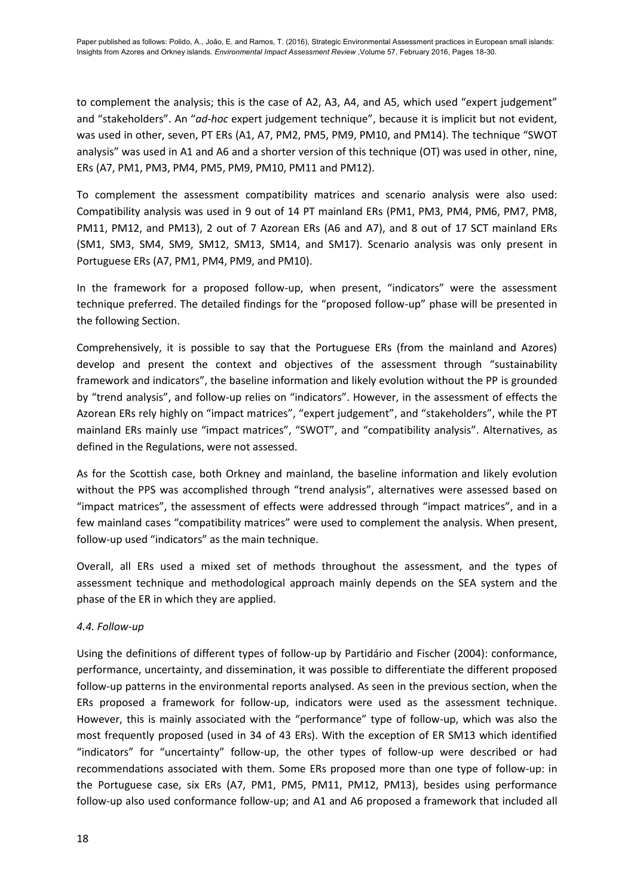to complement the analysis; this is the case of A2, A3, A4, and A5, which used "expert judgement" and "stakeholders". An "*ad-hoc* expert judgement technique", because it is implicit but not evident, was used in other, seven, PT ERs (A1, A7, PM2, PM5, PM9, PM10, and PM14). The technique "SWOT analysis" was used in A1 and A6 and a shorter version of this technique (OT) was used in other, nine, ERs (A7, PM1, PM3, PM4, PM5, PM9, PM10, PM11 and PM12).

To complement the assessment compatibility matrices and scenario analysis were also used: Compatibility analysis was used in 9 out of 14 PT mainland ERs (PM1, PM3, PM4, PM6, PM7, PM8, PM11, PM12, and PM13), 2 out of 7 Azorean ERs (A6 and A7), and 8 out of 17 SCT mainland ERs (SM1, SM3, SM4, SM9, SM12, SM13, SM14, and SM17). Scenario analysis was only present in Portuguese ERs (A7, PM1, PM4, PM9, and PM10).

In the framework for a proposed follow-up, when present, "indicators" were the assessment technique preferred. The detailed findings for the "proposed follow-up" phase will be presented in the following Section.

Comprehensively, it is possible to say that the Portuguese ERs (from the mainland and Azores) develop and present the context and objectives of the assessment through "sustainability framework and indicators", the baseline information and likely evolution without the PP is grounded by "trend analysis", and follow-up relies on "indicators". However, in the assessment of effects the Azorean ERs rely highly on "impact matrices", "expert judgement", and "stakeholders", while the PT mainland ERs mainly use "impact matrices", "SWOT", and "compatibility analysis". Alternatives, as defined in the Regulations, were not assessed.

As for the Scottish case, both Orkney and mainland, the baseline information and likely evolution without the PPS was accomplished through "trend analysis", alternatives were assessed based on "impact matrices", the assessment of effects were addressed through "impact matrices", and in a few mainland cases "compatibility matrices" were used to complement the analysis. When present, follow-up used "indicators" as the main technique.

Overall, all ERs used a mixed set of methods throughout the assessment, and the types of assessment technique and methodological approach mainly depends on the SEA system and the phase of the ER in which they are applied.

### *4.4. Follow-up*

Using the definitions of different types of follow-up by Partidário and Fischer (2004): conformance, performance, uncertainty, and dissemination, it was possible to differentiate the different proposed follow-up patterns in the environmental reports analysed. As seen in the previous section, when the ERs proposed a framework for follow-up, indicators were used as the assessment technique. However, this is mainly associated with the "performance" type of follow-up, which was also the most frequently proposed (used in 34 of 43 ERs). With the exception of ER SM13 which identified "indicators" for "uncertainty" follow-up, the other types of follow-up were described or had recommendations associated with them. Some ERs proposed more than one type of follow-up: in the Portuguese case, six ERs (A7, PM1, PM5, PM11, PM12, PM13), besides using performance follow-up also used conformance follow-up; and A1 and A6 proposed a framework that included all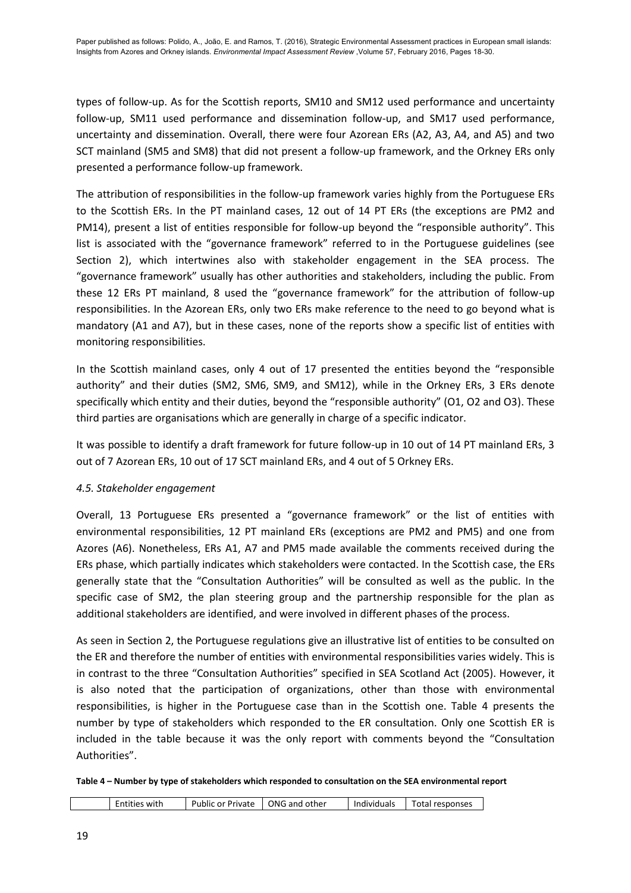types of follow-up. As for the Scottish reports, SM10 and SM12 used performance and uncertainty follow-up, SM11 used performance and dissemination follow-up, and SM17 used performance, uncertainty and dissemination. Overall, there were four Azorean ERs (A2, A3, A4, and A5) and two SCT mainland (SM5 and SM8) that did not present a follow-up framework, and the Orkney ERs only presented a performance follow-up framework.

The attribution of responsibilities in the follow-up framework varies highly from the Portuguese ERs to the Scottish ERs. In the PT mainland cases, 12 out of 14 PT ERs (the exceptions are PM2 and PM14), present a list of entities responsible for follow-up beyond the "responsible authority". This list is associated with the "governance framework" referred to in the Portuguese guidelines (see Section 2), which intertwines also with stakeholder engagement in the SEA process. The "governance framework" usually has other authorities and stakeholders, including the public. From these 12 ERs PT mainland, 8 used the "governance framework" for the attribution of follow-up responsibilities. In the Azorean ERs, only two ERs make reference to the need to go beyond what is mandatory (A1 and A7), but in these cases, none of the reports show a specific list of entities with monitoring responsibilities.

In the Scottish mainland cases, only 4 out of 17 presented the entities beyond the "responsible authority" and their duties (SM2, SM6, SM9, and SM12), while in the Orkney ERs, 3 ERs denote specifically which entity and their duties, beyond the "responsible authority" (O1, O2 and O3). These third parties are organisations which are generally in charge of a specific indicator.

It was possible to identify a draft framework for future follow-up in 10 out of 14 PT mainland ERs, 3 out of 7 Azorean ERs, 10 out of 17 SCT mainland ERs, and 4 out of 5 Orkney ERs.

### *4.5. Stakeholder engagement*

Overall, 13 Portuguese ERs presented a "governance framework" or the list of entities with environmental responsibilities, 12 PT mainland ERs (exceptions are PM2 and PM5) and one from Azores (A6). Nonetheless, ERs A1, A7 and PM5 made available the comments received during the ERs phase, which partially indicates which stakeholders were contacted. In the Scottish case, the ERs generally state that the "Consultation Authorities" will be consulted as well as the public. In the specific case of SM2, the plan steering group and the partnership responsible for the plan as additional stakeholders are identified, and were involved in different phases of the process.

As seen in Section 2, the Portuguese regulations give an illustrative list of entities to be consulted on the ER and therefore the number of entities with environmental responsibilities varies widely. This is in contrast to the three "Consultation Authorities" specified in SEA Scotland Act (2005). However, it is also noted that the participation of organizations, other than those with environmental responsibilities, is higher in the Portuguese case than in the Scottish one. Table 4 presents the number by type of stakeholders which responded to the ER consultation. Only one Scottish ER is included in the table because it was the only report with comments beyond the "Consultation Authorities".

**Table 4 – Number by type of stakeholders which responded to consultation on the SEA environmental report**

| | Entities with | Public or Private | ONG and other | Individuals | Total responses |
|---|---|---|---|---|---|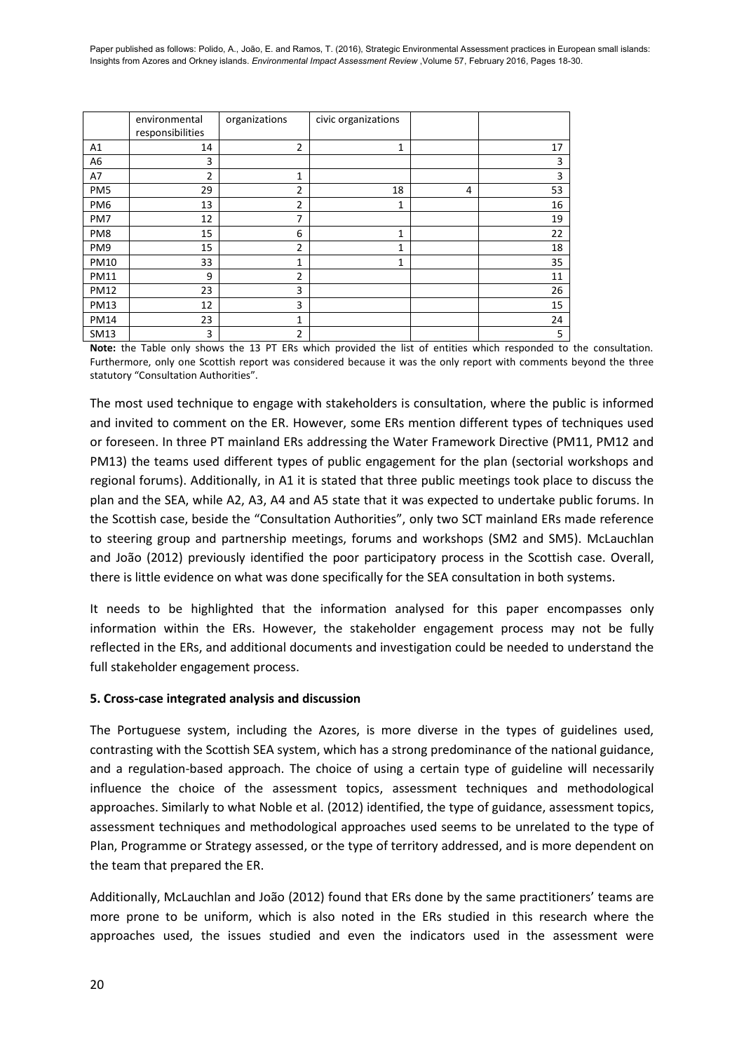|  | environmental responsibilities | organizations | civic organizations |  |  |
|---|---|---|---|---|---|
| A1 | 14 | 2 | 1 |  | 17 |
| A6 | 3 |  |  |  | 3 |
| A7 | 2 | 1 |  |  | 3 |
| PM5 | 29 | 2 | 18 | 4 | 53 |
| PM6 | 13 | 2 | 1 |  | 16 |
| PM7 | 12 | 7 |  |  | 19 |
| PM8 | 15 | 6 | 1 |  | 22 |
| PM9 | 15 | 2 | 1 |  | 18 |
| PM10 | 33 | 1 | 1 |  | 35 |
| PM11 | 9 | 2 |  |  | 11 |
| PM12 | 23 | 3 |  |  | 26 |
| PM13 | 12 | 3 |  |  | 15 |
| PM14 | 23 | 1 |  |  | 24 |
| SM13 | 3 | 2 |  |  | 5 |

**Note:** the Table only shows the 13 PT ERs which provided the list of entities which responded to the consultation. Furthermore, only one Scottish report was considered because it was the only report with comments beyond the three statutory "Consultation Authorities".

The most used technique to engage with stakeholders is consultation, where the public is informed and invited to comment on the ER. However, some ERs mention different types of techniques used or foreseen. In three PT mainland ERs addressing the Water Framework Directive (PM11, PM12 and PM13) the teams used different types of public engagement for the plan (sectorial workshops and regional forums). Additionally, in A1 it is stated that three public meetings took place to discuss the plan and the SEA, while A2, A3, A4 and A5 state that it was expected to undertake public forums. In the Scottish case, beside the "Consultation Authorities", only two SCT mainland ERs made reference to steering group and partnership meetings, forums and workshops (SM2 and SM5). McLauchlan and João (2012) previously identified the poor participatory process in the Scottish case. Overall, there is little evidence on what was done specifically for the SEA consultation in both systems.

It needs to be highlighted that the information analysed for this paper encompasses only information within the ERs. However, the stakeholder engagement process may not be fully reflected in the ERs, and additional documents and investigation could be needed to understand the full stakeholder engagement process.

## 5. Cross-case integrated analysis and discussion

The Portuguese system, including the Azores, is more diverse in the types of guidelines used, contrasting with the Scottish SEA system, which has a strong predominance of the national guidance, and a regulation-based approach. The choice of using a certain type of guideline will necessarily influence the choice of the assessment topics, assessment techniques and methodological approaches. Similarly to what Noble et al. (2012) identified, the type of guidance, assessment topics, assessment techniques and methodological approaches used seems to be unrelated to the type of Plan, Programme or Strategy assessed, or the type of territory addressed, and is more dependent on the team that prepared the ER.

Additionally, McLauchlan and João (2012) found that ERs done by the same practitioners' teams are more prone to be uniform, which is also noted in the ERs studied in this research where the approaches used, the issues studied and even the indicators used in the assessment were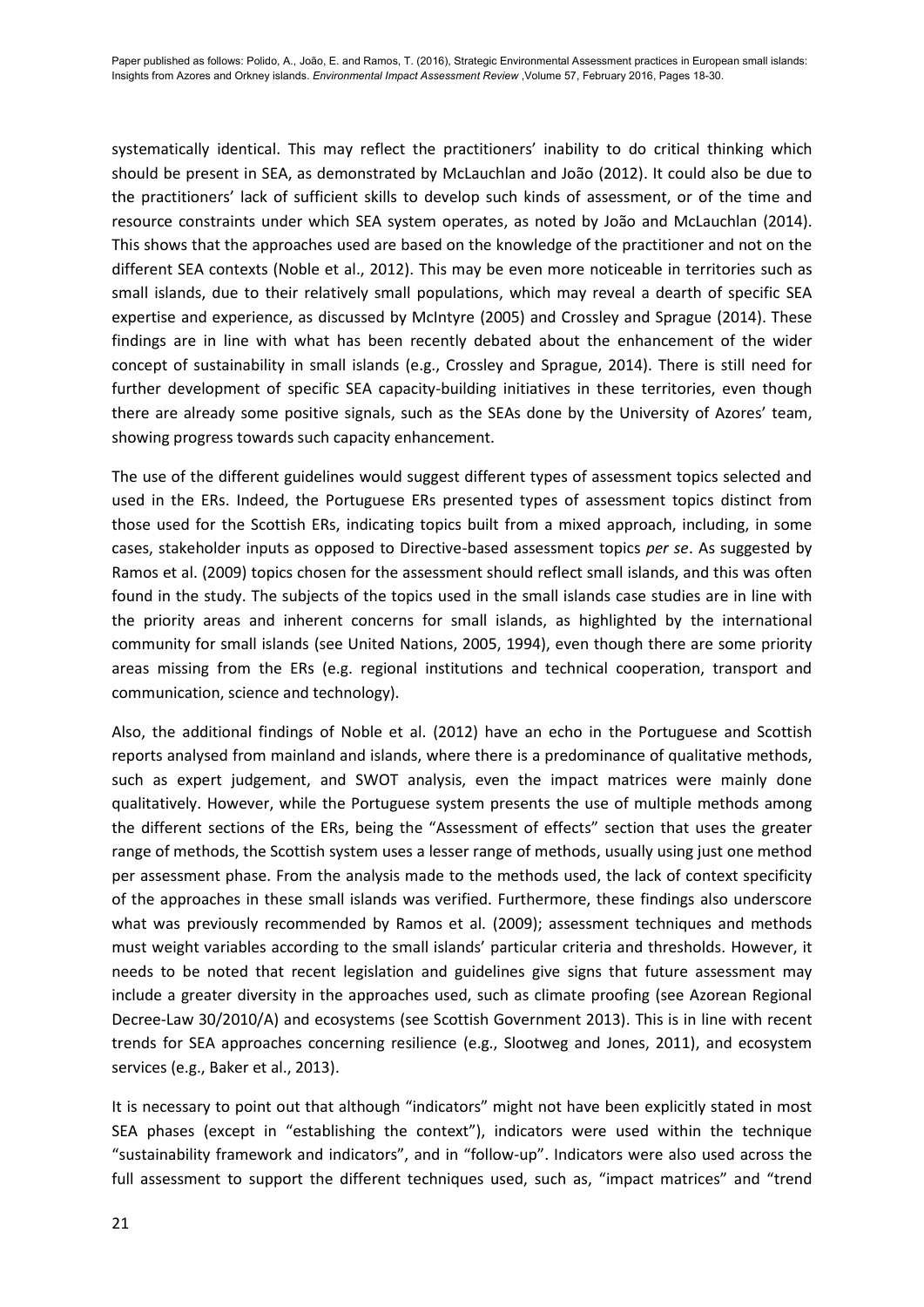systematically identical. This may reflect the practitioners' inability to do critical thinking which should be present in SEA, as demonstrated by McLauchlan and João (2012). It could also be due to the practitioners' lack of sufficient skills to develop such kinds of assessment, or of the time and resource constraints under which SEA system operates, as noted by João and McLauchlan (2014). This shows that the approaches used are based on the knowledge of the practitioner and not on the different SEA contexts (Noble et al., 2012). This may be even more noticeable in territories such as small islands, due to their relatively small populations, which may reveal a dearth of specific SEA expertise and experience, as discussed by McIntyre (2005) and Crossley and Sprague (2014). These findings are in line with what has been recently debated about the enhancement of the wider concept of sustainability in small islands (e.g., Crossley and Sprague, 2014). There is still need for further development of specific SEA capacity-building initiatives in these territories, even though there are already some positive signals, such as the SEAs done by the University of Azores' team, showing progress towards such capacity enhancement.

The use of the different guidelines would suggest different types of assessment topics selected and used in the ERs. Indeed, the Portuguese ERs presented types of assessment topics distinct from those used for the Scottish ERs, indicating topics built from a mixed approach, including, in some cases, stakeholder inputs as opposed to Directive-based assessment topics *per se*. As suggested by Ramos et al. (2009) topics chosen for the assessment should reflect small islands, and this was often found in the study. The subjects of the topics used in the small islands case studies are in line with the priority areas and inherent concerns for small islands, as highlighted by the international community for small islands (see United Nations, 2005, 1994), even though there are some priority areas missing from the ERs (e.g. regional institutions and technical cooperation, transport and communication, science and technology).

Also, the additional findings of Noble et al. (2012) have an echo in the Portuguese and Scottish reports analysed from mainland and islands, where there is a predominance of qualitative methods, such as expert judgement, and SWOT analysis, even the impact matrices were mainly done qualitatively. However, while the Portuguese system presents the use of multiple methods among the different sections of the ERs, being the "Assessment of effects" section that uses the greater range of methods, the Scottish system uses a lesser range of methods, usually using just one method per assessment phase. From the analysis made to the methods used, the lack of context specificity of the approaches in these small islands was verified. Furthermore, these findings also underscore what was previously recommended by Ramos et al. (2009); assessment techniques and methods must weight variables according to the small islands' particular criteria and thresholds. However, it needs to be noted that recent legislation and guidelines give signs that future assessment may include a greater diversity in the approaches used, such as climate proofing (see Azorean Regional Decree-Law 30/2010/A) and ecosystems (see Scottish Government 2013). This is in line with recent trends for SEA approaches concerning resilience (e.g., Slootweg and Jones, 2011), and ecosystem services (e.g., Baker et al., 2013).

It is necessary to point out that although "indicators" might not have been explicitly stated in most SEA phases (except in "establishing the context"), indicators were used within the technique "sustainability framework and indicators", and in "follow-up". Indicators were also used across the full assessment to support the different techniques used, such as, "impact matrices" and "trend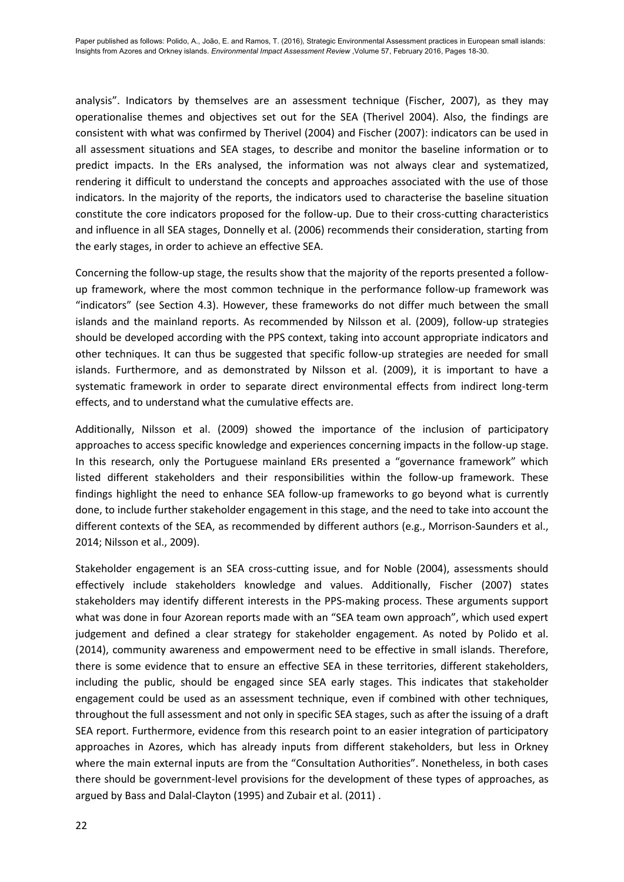analysis". Indicators by themselves are an assessment technique (Fischer, 2007), as they may operationalise themes and objectives set out for the SEA (Therivel 2004). Also, the findings are consistent with what was confirmed by Therivel (2004) and Fischer (2007): indicators can be used in all assessment situations and SEA stages, to describe and monitor the baseline information or to predict impacts. In the ERs analysed, the information was not always clear and systematized, rendering it difficult to understand the concepts and approaches associated with the use of those indicators. In the majority of the reports, the indicators used to characterise the baseline situation constitute the core indicators proposed for the follow-up. Due to their cross-cutting characteristics and influence in all SEA stages, Donnelly et al. (2006) recommends their consideration, starting from the early stages, in order to achieve an effective SEA.

Concerning the follow-up stage, the results show that the majority of the reports presented a follow-up framework, where the most common technique in the performance follow-up framework was "indicators" (see Section 4.3). However, these frameworks do not differ much between the small islands and the mainland reports. As recommended by Nilsson et al. (2009), follow-up strategies should be developed according with the PPS context, taking into account appropriate indicators and other techniques. It can thus be suggested that specific follow-up strategies are needed for small islands. Furthermore, and as demonstrated by Nilsson et al. (2009), it is important to have a systematic framework in order to separate direct environmental effects from indirect long-term effects, and to understand what the cumulative effects are.

Additionally, Nilsson et al. (2009) showed the importance of the inclusion of participatory approaches to access specific knowledge and experiences concerning impacts in the follow-up stage. In this research, only the Portuguese mainland ERs presented a "governance framework" which listed different stakeholders and their responsibilities within the follow-up framework. These findings highlight the need to enhance SEA follow-up frameworks to go beyond what is currently done, to include further stakeholder engagement in this stage, and the need to take into account the different contexts of the SEA, as recommended by different authors (e.g., Morrison-Saunders et al., 2014; Nilsson et al., 2009).

Stakeholder engagement is an SEA cross-cutting issue, and for Noble (2004), assessments should effectively include stakeholders knowledge and values. Additionally, Fischer (2007) states stakeholders may identify different interests in the PPS-making process. These arguments support what was done in four Azorean reports made with an "SEA team own approach", which used expert judgement and defined a clear strategy for stakeholder engagement. As noted by Polido et al. (2014), community awareness and empowerment need to be effective in small islands. Therefore, there is some evidence that to ensure an effective SEA in these territories, different stakeholders, including the public, should be engaged since SEA early stages. This indicates that stakeholder engagement could be used as an assessment technique, even if combined with other techniques, throughout the full assessment and not only in specific SEA stages, such as after the issuing of a draft SEA report. Furthermore, evidence from this research point to an easier integration of participatory approaches in Azores, which has already inputs from different stakeholders, but less in Orkney where the main external inputs are from the "Consultation Authorities". Nonetheless, in both cases there should be government-level provisions for the development of these types of approaches, as argued by Bass and Dalal-Clayton (1995) and Zubair et al. (2011) .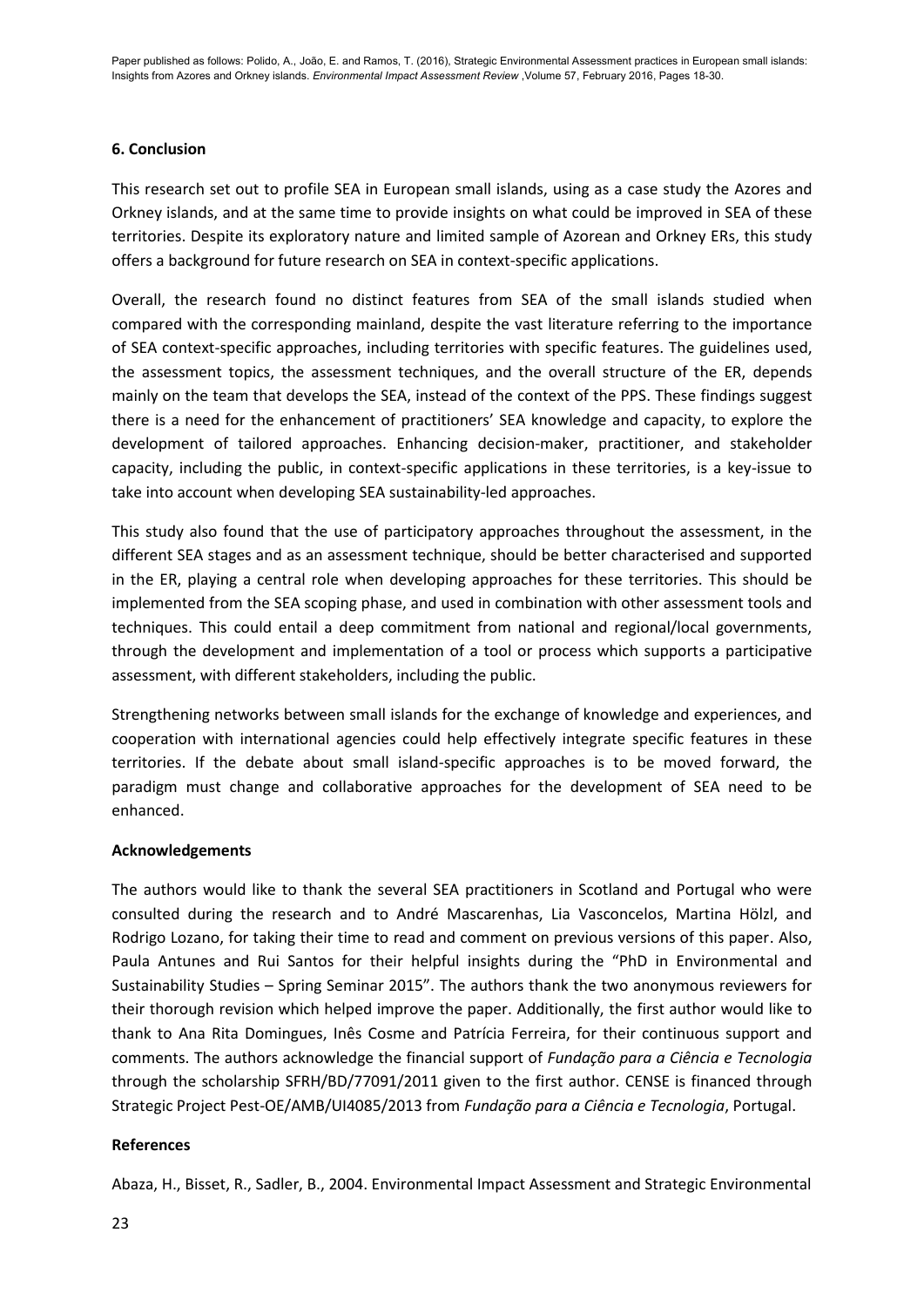## 6. Conclusion

This research set out to profile SEA in European small islands, using as a case study the Azores and Orkney islands, and at the same time to provide insights on what could be improved in SEA of these territories. Despite its exploratory nature and limited sample of Azorean and Orkney ERs, this study offers a background for future research on SEA in context-specific applications.

Overall, the research found no distinct features from SEA of the small islands studied when compared with the corresponding mainland, despite the vast literature referring to the importance of SEA context-specific approaches, including territories with specific features. The guidelines used, the assessment topics, the assessment techniques, and the overall structure of the ER, depends mainly on the team that develops the SEA, instead of the context of the PPS. These findings suggest there is a need for the enhancement of practitioners' SEA knowledge and capacity, to explore the development of tailored approaches. Enhancing decision-maker, practitioner, and stakeholder capacity, including the public, in context-specific applications in these territories, is a key-issue to take into account when developing SEA sustainability-led approaches.

This study also found that the use of participatory approaches throughout the assessment, in the different SEA stages and as an assessment technique, should be better characterised and supported in the ER, playing a central role when developing approaches for these territories. This should be implemented from the SEA scoping phase, and used in combination with other assessment tools and techniques. This could entail a deep commitment from national and regional/local governments, through the development and implementation of a tool or process which supports a participative assessment, with different stakeholders, including the public.

Strengthening networks between small islands for the exchange of knowledge and experiences, and cooperation with international agencies could help effectively integrate specific features in these territories. If the debate about small island-specific approaches is to be moved forward, the paradigm must change and collaborative approaches for the development of SEA need to be enhanced.

### Acknowledgements

The authors would like to thank the several SEA practitioners in Scotland and Portugal who were consulted during the research and to André Mascarenhas, Lia Vasconcelos, Martina Hölzl, and Rodrigo Lozano, for taking their time to read and comment on previous versions of this paper. Also, Paula Antunes and Rui Santos for their helpful insights during the "PhD in Environmental and Sustainability Studies – Spring Seminar 2015". The authors thank the two anonymous reviewers for their thorough revision which helped improve the paper. Additionally, the first author would like to thank to Ana Rita Domingues, Inês Cosme and Patrícia Ferreira, for their continuous support and comments. The authors acknowledge the financial support of *Fundação para a Ciência e Tecnologia* through the scholarship SFRH/BD/77091/2011 given to the first author. CENSE is financed through Strategic Project Pest-OE/AMB/UI4085/2013 from *Fundação para a Ciência e Tecnologia*, Portugal.

### References

Abaza, H., Bisset, R., Sadler, B., 2004. Environmental Impact Assessment and Strategic Environmental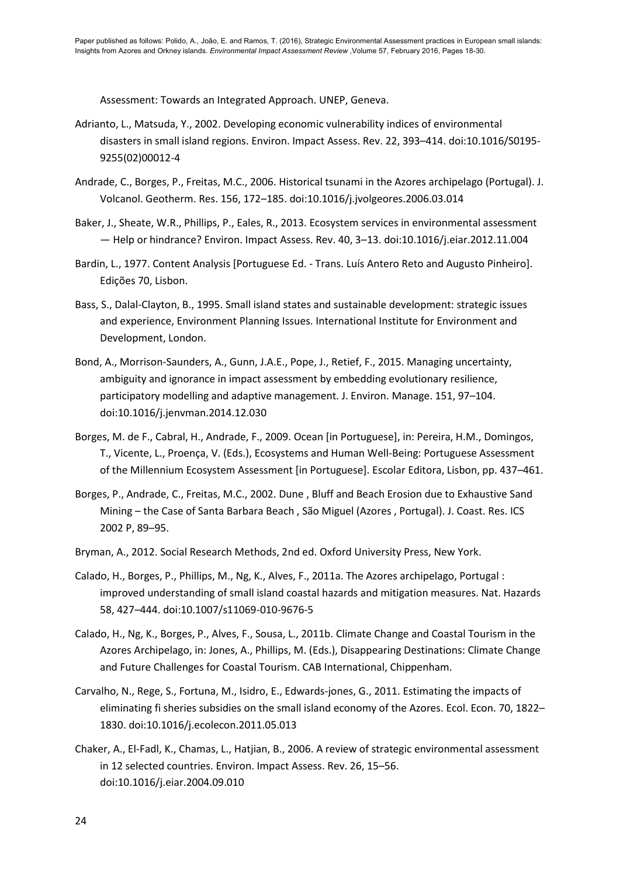Assessment: Towards an Integrated Approach. UNEP, Geneva.

Adrianto, L., Matsuda, Y., 2002. Developing economic vulnerability indices of environmental disasters in small island regions. Environ. Impact Assess. Rev. 22, 393–414. doi:10.1016/S0195-9255(02)00012-4

Andrade, C., Borges, P., Freitas, M.C., 2006. Historical tsunami in the Azores archipelago (Portugal). J. Volcanol. Geotherm. Res. 156, 172–185. doi:10.1016/j.jvolgeores.2006.03.014

Baker, J., Sheate, W.R., Phillips, P., Eales, R., 2013. Ecosystem services in environmental assessment — Help or hindrance? Environ. Impact Assess. Rev. 40, 3–13. doi:10.1016/j.eiar.2012.11.004

Bardin, L., 1977. Content Analysis [Portuguese Ed. - Trans. Luís Antero Reto and Augusto Pinheiro]. Edições 70, Lisbon.

Bass, S., Dalal-Clayton, B., 1995. Small island states and sustainable development: strategic issues and experience, Environment Planning Issues. International Institute for Environment and Development, London.

Bond, A., Morrison-Saunders, A., Gunn, J.A.E., Pope, J., Retief, F., 2015. Managing uncertainty, ambiguity and ignorance in impact assessment by embedding evolutionary resilience, participatory modelling and adaptive management. J. Environ. Manage. 151, 97–104. doi:10.1016/j.jenvman.2014.12.030

Borges, M. de F., Cabral, H., Andrade, F., 2009. Ocean [in Portuguese], in: Pereira, H.M., Domingos, T., Vicente, L., Proença, V. (Eds.), Ecosystems and Human Well-Being: Portuguese Assessment of the Millennium Ecosystem Assessment [in Portuguese]. Escolar Editora, Lisbon, pp. 437–461.

Borges, P., Andrade, C., Freitas, M.C., 2002. Dune , Bluff and Beach Erosion due to Exhaustive Sand Mining – the Case of Santa Barbara Beach , São Miguel (Azores , Portugal). J. Coast. Res. ICS 2002 P, 89–95.

Bryman, A., 2012. Social Research Methods, 2nd ed. Oxford University Press, New York.

Calado, H., Borges, P., Phillips, M., Ng, K., Alves, F., 2011a. The Azores archipelago, Portugal : improved understanding of small island coastal hazards and mitigation measures. Nat. Hazards 58, 427–444. doi:10.1007/s11069-010-9676-5

Calado, H., Ng, K., Borges, P., Alves, F., Sousa, L., 2011b. Climate Change and Coastal Tourism in the Azores Archipelago, in: Jones, A., Phillips, M. (Eds.), Disappearing Destinations: Climate Change and Future Challenges for Coastal Tourism. CAB International, Chippenham.

Carvalho, N., Rege, S., Fortuna, M., Isidro, E., Edwards-jones, G., 2011. Estimating the impacts of eliminating fi sheries subsidies on the small island economy of the Azores. Ecol. Econ. 70, 1822–1830. doi:10.1016/j.ecolecon.2011.05.013

Chaker, A., El-Fadl, K., Chamas, L., Hatjian, B., 2006. A review of strategic environmental assessment in 12 selected countries. Environ. Impact Assess. Rev. 26, 15–56. doi:10.1016/j.eiar.2004.09.010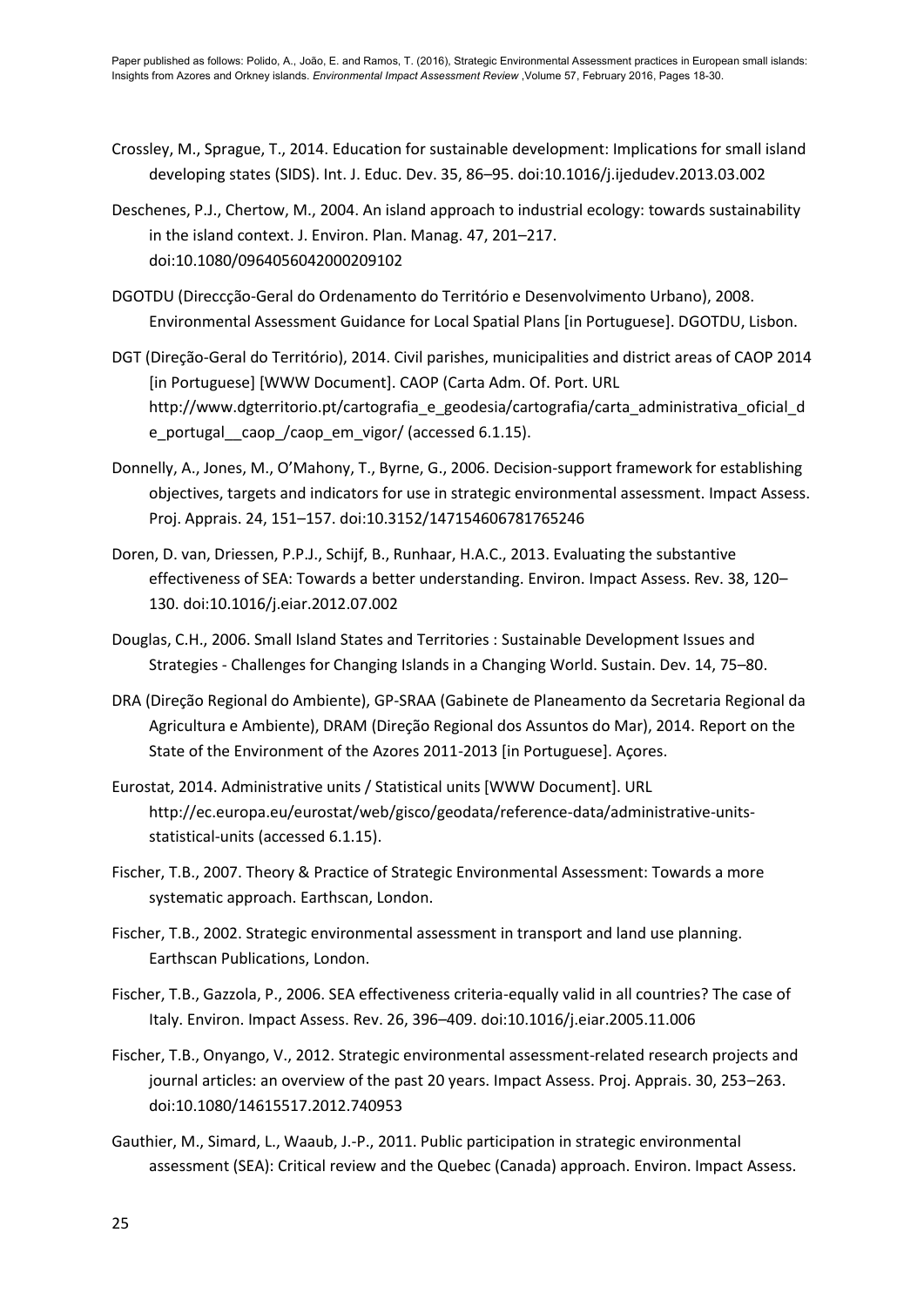Crossley, M., Sprague, T., 2014. Education for sustainable development: Implications for small island developing states (SIDS). Int. J. Educ. Dev. 35, 86–95. doi:10.1016/j.ijedudev.2013.03.002

Deschenes, P.J., Chertow, M., 2004. An island approach to industrial ecology: towards sustainability in the island context. J. Environ. Plan. Manag. 47, 201–217. doi:10.1080/0964056042000209102

DGOTDU (Direccção-Geral do Ordenamento do Território e Desenvolvimento Urbano), 2008. Environmental Assessment Guidance for Local Spatial Plans [in Portuguese]. DGOTDU, Lisbon.

DGT (Direção-Geral do Território), 2014. Civil parishes, municipalities and district areas of CAOP 2014 [in Portuguese] [WWW Document]. CAOP (Carta Adm. Of. Port. URL http://www.dgterritorio.pt/cartografia_e_geodesia/cartografia/carta_administrativa_oficial_de_portugal__caop_/caop_em_vigor/ (accessed 6.1.15).

Donnelly, A., Jones, M., O'Mahony, T., Byrne, G., 2006. Decision-support framework for establishing objectives, targets and indicators for use in strategic environmental assessment. Impact Assess. Proj. Apprais. 24, 151–157. doi:10.3152/147154606781765246

Doren, D. van, Driessen, P.P.J., Schijf, B., Runhaar, H.A.C., 2013. Evaluating the substantive effectiveness of SEA: Towards a better understanding. Environ. Impact Assess. Rev. 38, 120–130. doi:10.1016/j.eiar.2012.07.002

Douglas, C.H., 2006. Small Island States and Territories : Sustainable Development Issues and Strategies - Challenges for Changing Islands in a Changing World. Sustain. Dev. 14, 75–80.

DRA (Direção Regional do Ambiente), GP-SRAA (Gabinete de Planeamento da Secretaria Regional da Agricultura e Ambiente), DRAM (Direção Regional dos Assuntos do Mar), 2014. Report on the State of the Environment of the Azores 2011-2013 [in Portuguese]. Açores.

Eurostat, 2014. Administrative units / Statistical units [WWW Document]. URL http://ec.europa.eu/eurostat/web/gisco/geodata/reference-data/administrative-units-statistical-units (accessed 6.1.15).

Fischer, T.B., 2007. Theory & Practice of Strategic Environmental Assessment: Towards a more systematic approach. Earthscan, London.

Fischer, T.B., 2002. Strategic environmental assessment in transport and land use planning. Earthscan Publications, London.

Fischer, T.B., Gazzola, P., 2006. SEA effectiveness criteria-equally valid in all countries? The case of Italy. Environ. Impact Assess. Rev. 26, 396–409. doi:10.1016/j.eiar.2005.11.006

Fischer, T.B., Onyango, V., 2012. Strategic environmental assessment-related research projects and journal articles: an overview of the past 20 years. Impact Assess. Proj. Apprais. 30, 253–263. doi:10.1080/14615517.2012.740953

Gauthier, M., Simard, L., Waaub, J.-P., 2011. Public participation in strategic environmental assessment (SEA): Critical review and the Quebec (Canada) approach. Environ. Impact Assess.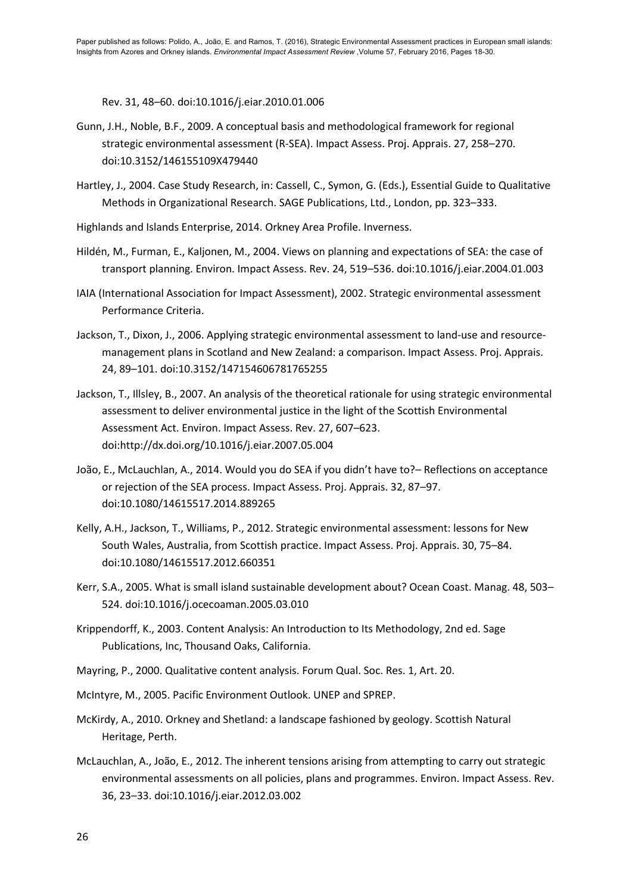Rev. 31, 48–60. doi:10.1016/j.eiar.2010.01.006

Gunn, J.H., Noble, B.F., 2009. A conceptual basis and methodological framework for regional strategic environmental assessment (R-SEA). Impact Assess. Proj. Apprais. 27, 258–270. doi:10.3152/146155109X479440

Hartley, J., 2004. Case Study Research, in: Cassell, C., Symon, G. (Eds.), Essential Guide to Qualitative Methods in Organizational Research. SAGE Publications, Ltd., London, pp. 323–333.

Highlands and Islands Enterprise, 2014. Orkney Area Profile. Inverness.

Hildén, M., Furman, E., Kaljonen, M., 2004. Views on planning and expectations of SEA: the case of transport planning. Environ. Impact Assess. Rev. 24, 519–536. doi:10.1016/j.eiar.2004.01.003

IAIA (International Association for Impact Assessment), 2002. Strategic environmental assessment Performance Criteria.

Jackson, T., Dixon, J., 2006. Applying strategic environmental assessment to land-use and resource-management plans in Scotland and New Zealand: a comparison. Impact Assess. Proj. Apprais. 24, 89–101. doi:10.3152/147154606781765255

Jackson, T., Illsley, B., 2007. An analysis of the theoretical rationale for using strategic environmental assessment to deliver environmental justice in the light of the Scottish Environmental Assessment Act. Environ. Impact Assess. Rev. 27, 607–623. doi:http://dx.doi.org/10.1016/j.eiar.2007.05.004

João, E., McLauchlan, A., 2014. Would you do SEA if you didn't have to?– Reflections on acceptance or rejection of the SEA process. Impact Assess. Proj. Apprais. 32, 87–97. doi:10.1080/14615517.2014.889265

Kelly, A.H., Jackson, T., Williams, P., 2012. Strategic environmental assessment: lessons for New South Wales, Australia, from Scottish practice. Impact Assess. Proj. Apprais. 30, 75–84. doi:10.1080/14615517.2012.660351

Kerr, S.A., 2005. What is small island sustainable development about? Ocean Coast. Manag. 48, 503–524. doi:10.1016/j.ocecoaman.2005.03.010

Krippendorff, K., 2003. Content Analysis: An Introduction to Its Methodology, 2nd ed. Sage Publications, Inc, Thousand Oaks, California.

Mayring, P., 2000. Qualitative content analysis. Forum Qual. Soc. Res. 1, Art. 20.

McIntyre, M., 2005. Pacific Environment Outlook. UNEP and SPREP.

McKirdy, A., 2010. Orkney and Shetland: a landscape fashioned by geology. Scottish Natural Heritage, Perth.

McLauchlan, A., João, E., 2012. The inherent tensions arising from attempting to carry out strategic environmental assessments on all policies, plans and programmes. Environ. Impact Assess. Rev. 36, 23–33. doi:10.1016/j.eiar.2012.03.002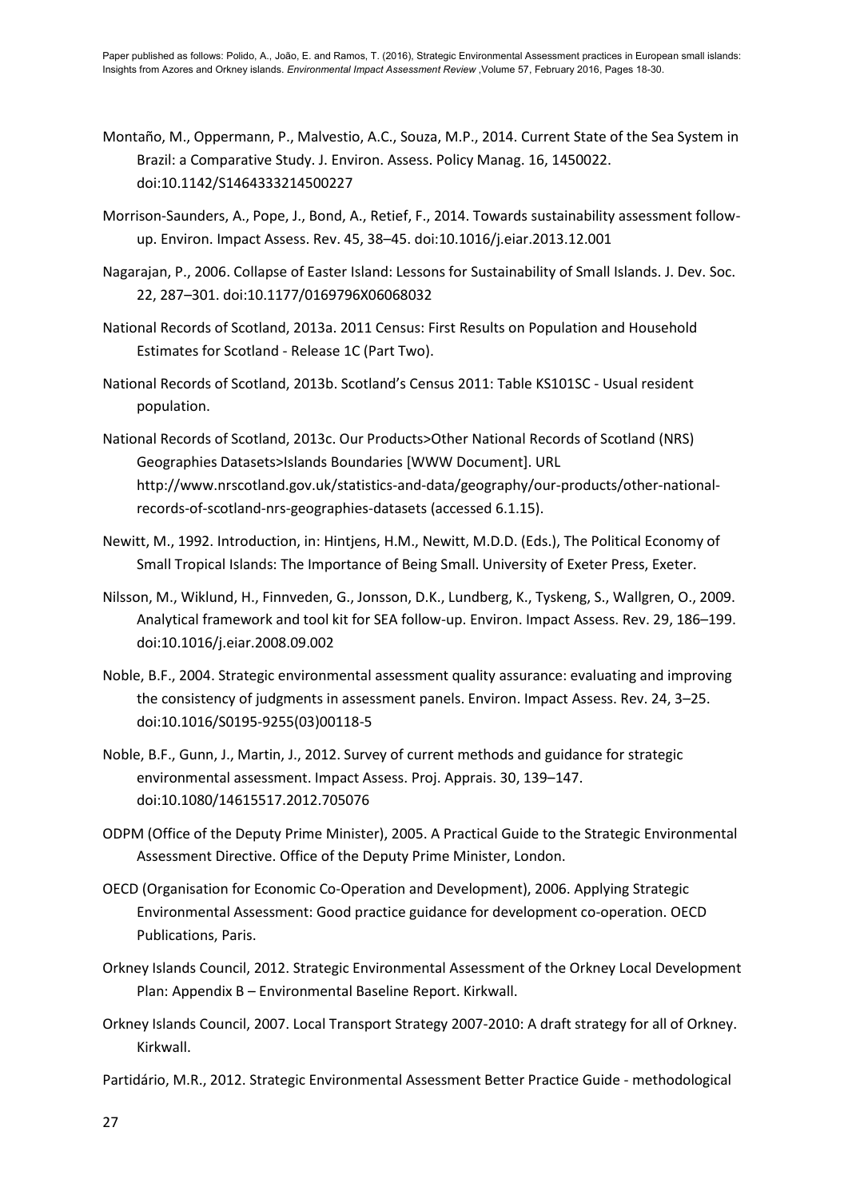Montaño, M., Oppermann, P., Malvestio, A.C., Souza, M.P., 2014. Current State of the Sea System in Brazil: a Comparative Study. J. Environ. Assess. Policy Manag. 16, 1450022. doi:10.1142/S1464333214500227

Morrison-Saunders, A., Pope, J., Bond, A., Retief, F., 2014. Towards sustainability assessment follow-up. Environ. Impact Assess. Rev. 45, 38–45. doi:10.1016/j.eiar.2013.12.001

Nagarajan, P., 2006. Collapse of Easter Island: Lessons for Sustainability of Small Islands. J. Dev. Soc. 22, 287–301. doi:10.1177/0169796X06068032

National Records of Scotland, 2013a. 2011 Census: First Results on Population and Household Estimates for Scotland - Release 1C (Part Two).

National Records of Scotland, 2013b. Scotland's Census 2011: Table KS101SC - Usual resident population.

National Records of Scotland, 2013c. Our Products>Other National Records of Scotland (NRS) Geographies Datasets>Islands Boundaries [WWW Document]. URL http://www.nrscotland.gov.uk/statistics-and-data/geography/our-products/other-national-records-of-scotland-nrs-geographies-datasets (accessed 6.1.15).

Newitt, M., 1992. Introduction, in: Hintjens, H.M., Newitt, M.D.D. (Eds.), The Political Economy of Small Tropical Islands: The Importance of Being Small. University of Exeter Press, Exeter.

Nilsson, M., Wiklund, H., Finnveden, G., Jonsson, D.K., Lundberg, K., Tyskeng, S., Wallgren, O., 2009. Analytical framework and tool kit for SEA follow-up. Environ. Impact Assess. Rev. 29, 186–199. doi:10.1016/j.eiar.2008.09.002

Noble, B.F., 2004. Strategic environmental assessment quality assurance: evaluating and improving the consistency of judgments in assessment panels. Environ. Impact Assess. Rev. 24, 3–25. doi:10.1016/S0195-9255(03)00118-5

Noble, B.F., Gunn, J., Martin, J., 2012. Survey of current methods and guidance for strategic environmental assessment. Impact Assess. Proj. Apprais. 30, 139–147. doi:10.1080/14615517.2012.705076

ODPM (Office of the Deputy Prime Minister), 2005. A Practical Guide to the Strategic Environmental Assessment Directive. Office of the Deputy Prime Minister, London.

OECD (Organisation for Economic Co-Operation and Development), 2006. Applying Strategic Environmental Assessment: Good practice guidance for development co-operation. OECD Publications, Paris.

Orkney Islands Council, 2012. Strategic Environmental Assessment of the Orkney Local Development Plan: Appendix B – Environmental Baseline Report. Kirkwall.

Orkney Islands Council, 2007. Local Transport Strategy 2007-2010: A draft strategy for all of Orkney. Kirkwall.

Partidário, M.R., 2012. Strategic Environmental Assessment Better Practice Guide - methodological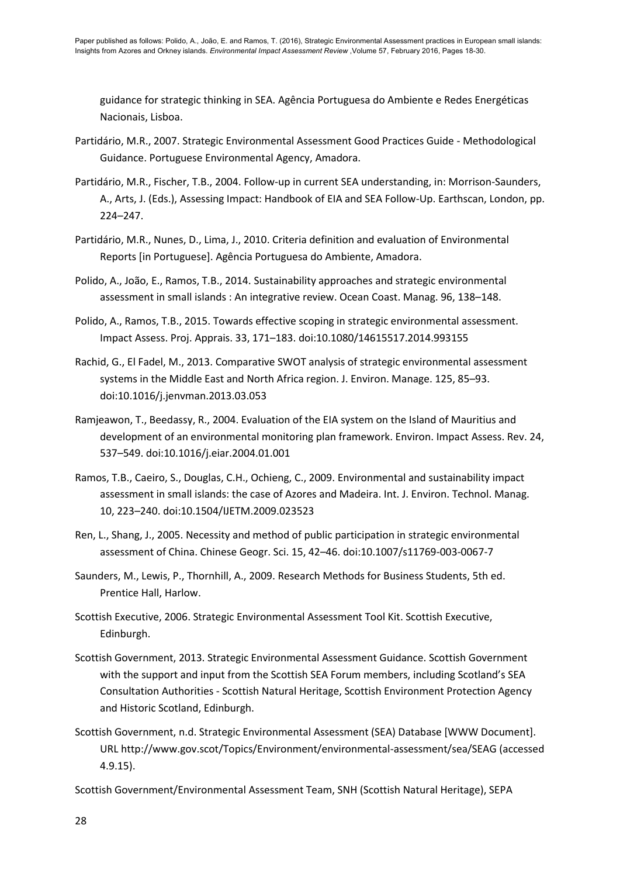guidance for strategic thinking in SEA. Agência Portuguesa do Ambiente e Redes Energéticas Nacionais, Lisboa.

Partidário, M.R., 2007. Strategic Environmental Assessment Good Practices Guide - Methodological Guidance. Portuguese Environmental Agency, Amadora.

Partidário, M.R., Fischer, T.B., 2004. Follow-up in current SEA understanding, in: Morrison-Saunders, A., Arts, J. (Eds.), Assessing Impact: Handbook of EIA and SEA Follow-Up. Earthscan, London, pp. 224–247.

Partidário, M.R., Nunes, D., Lima, J., 2010. Criteria definition and evaluation of Environmental Reports [in Portuguese]. Agência Portuguesa do Ambiente, Amadora.

Polido, A., João, E., Ramos, T.B., 2014. Sustainability approaches and strategic environmental assessment in small islands : An integrative review. Ocean Coast. Manag. 96, 138–148.

Polido, A., Ramos, T.B., 2015. Towards effective scoping in strategic environmental assessment. Impact Assess. Proj. Apprais. 33, 171–183. doi:10.1080/14615517.2014.993155

Rachid, G., El Fadel, M., 2013. Comparative SWOT analysis of strategic environmental assessment systems in the Middle East and North Africa region. J. Environ. Manage. 125, 85–93. doi:10.1016/j.jenvman.2013.03.053

Ramjeawon, T., Beedassy, R., 2004. Evaluation of the EIA system on the Island of Mauritius and development of an environmental monitoring plan framework. Environ. Impact Assess. Rev. 24, 537–549. doi:10.1016/j.eiar.2004.01.001

Ramos, T.B., Caeiro, S., Douglas, C.H., Ochieng, C., 2009. Environmental and sustainability impact assessment in small islands: the case of Azores and Madeira. Int. J. Environ. Technol. Manag. 10, 223–240. doi:10.1504/IJETM.2009.023523

Ren, L., Shang, J., 2005. Necessity and method of public participation in strategic environmental assessment of China. Chinese Geogr. Sci. 15, 42–46. doi:10.1007/s11769-003-0067-7

Saunders, M., Lewis, P., Thornhill, A., 2009. Research Methods for Business Students, 5th ed. Prentice Hall, Harlow.

Scottish Executive, 2006. Strategic Environmental Assessment Tool Kit. Scottish Executive, Edinburgh.

Scottish Government, 2013. Strategic Environmental Assessment Guidance. Scottish Government with the support and input from the Scottish SEA Forum members, including Scotland's SEA Consultation Authorities - Scottish Natural Heritage, Scottish Environment Protection Agency and Historic Scotland, Edinburgh.

Scottish Government, n.d. Strategic Environmental Assessment (SEA) Database [WWW Document]. URL http://www.gov.scot/Topics/Environment/environmental-assessment/sea/SEAG (accessed 4.9.15).

Scottish Government/Environmental Assessment Team, SNH (Scottish Natural Heritage), SEPA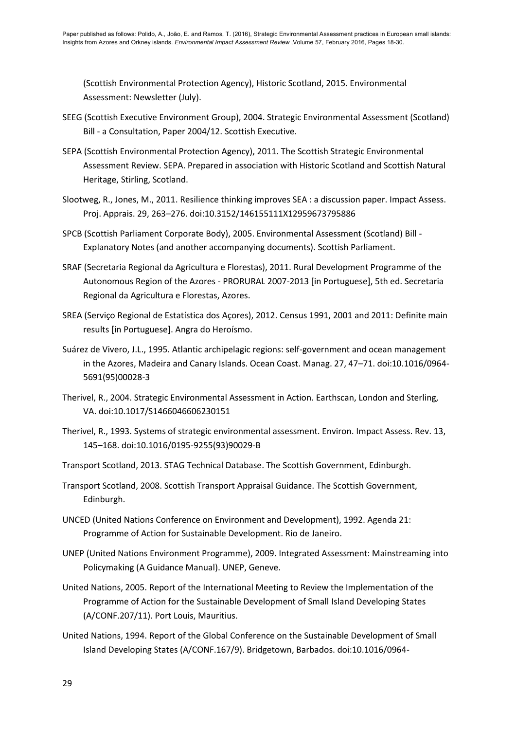(Scottish Environmental Protection Agency), Historic Scotland, 2015. Environmental Assessment: Newsletter (July).

SEEG (Scottish Executive Environment Group), 2004. Strategic Environmental Assessment (Scotland) Bill - a Consultation, Paper 2004/12. Scottish Executive.

SEPA (Scottish Environmental Protection Agency), 2011. The Scottish Strategic Environmental Assessment Review. SEPA. Prepared in association with Historic Scotland and Scottish Natural Heritage, Stirling, Scotland.

Slootweg, R., Jones, M., 2011. Resilience thinking improves SEA : a discussion paper. Impact Assess. Proj. Apprais. 29, 263–276. doi:10.3152/146155111X12959673795886

SPCB (Scottish Parliament Corporate Body), 2005. Environmental Assessment (Scotland) Bill - Explanatory Notes (and another accompanying documents). Scottish Parliament.

SRAF (Secretaria Regional da Agricultura e Florestas), 2011. Rural Development Programme of the Autonomous Region of the Azores - PRORURAL 2007-2013 [in Portuguese], 5th ed. Secretaria Regional da Agricultura e Florestas, Azores.

SREA (Serviço Regional de Estatística dos Açores), 2012. Census 1991, 2001 and 2011: Definite main results [in Portuguese]. Angra do Heroísmo.

Suárez de Vivero, J.L., 1995. Atlantic archipelagic regions: self-government and ocean management in the Azores, Madeira and Canary Islands. Ocean Coast. Manag. 27, 47–71. doi:10.1016/0964-5691(95)00028-3

Therivel, R., 2004. Strategic Environmental Assessment in Action. Earthscan, London and Sterling, VA. doi:10.1017/S1466046606230151

Therivel, R., 1993. Systems of strategic environmental assessment. Environ. Impact Assess. Rev. 13, 145–168. doi:10.1016/0195-9255(93)90029-B

Transport Scotland, 2013. STAG Technical Database. The Scottish Government, Edinburgh.

Transport Scotland, 2008. Scottish Transport Appraisal Guidance. The Scottish Government, Edinburgh.

UNCED (United Nations Conference on Environment and Development), 1992. Agenda 21: Programme of Action for Sustainable Development. Rio de Janeiro.

UNEP (United Nations Environment Programme), 2009. Integrated Assessment: Mainstreaming into Policymaking (A Guidance Manual). UNEP, Geneve.

United Nations, 2005. Report of the International Meeting to Review the Implementation of the Programme of Action for the Sustainable Development of Small Island Developing States (A/CONF.207/11). Port Louis, Mauritius.

United Nations, 1994. Report of the Global Conference on the Sustainable Development of Small Island Developing States (A/CONF.167/9). Bridgetown, Barbados. doi:10.1016/0964-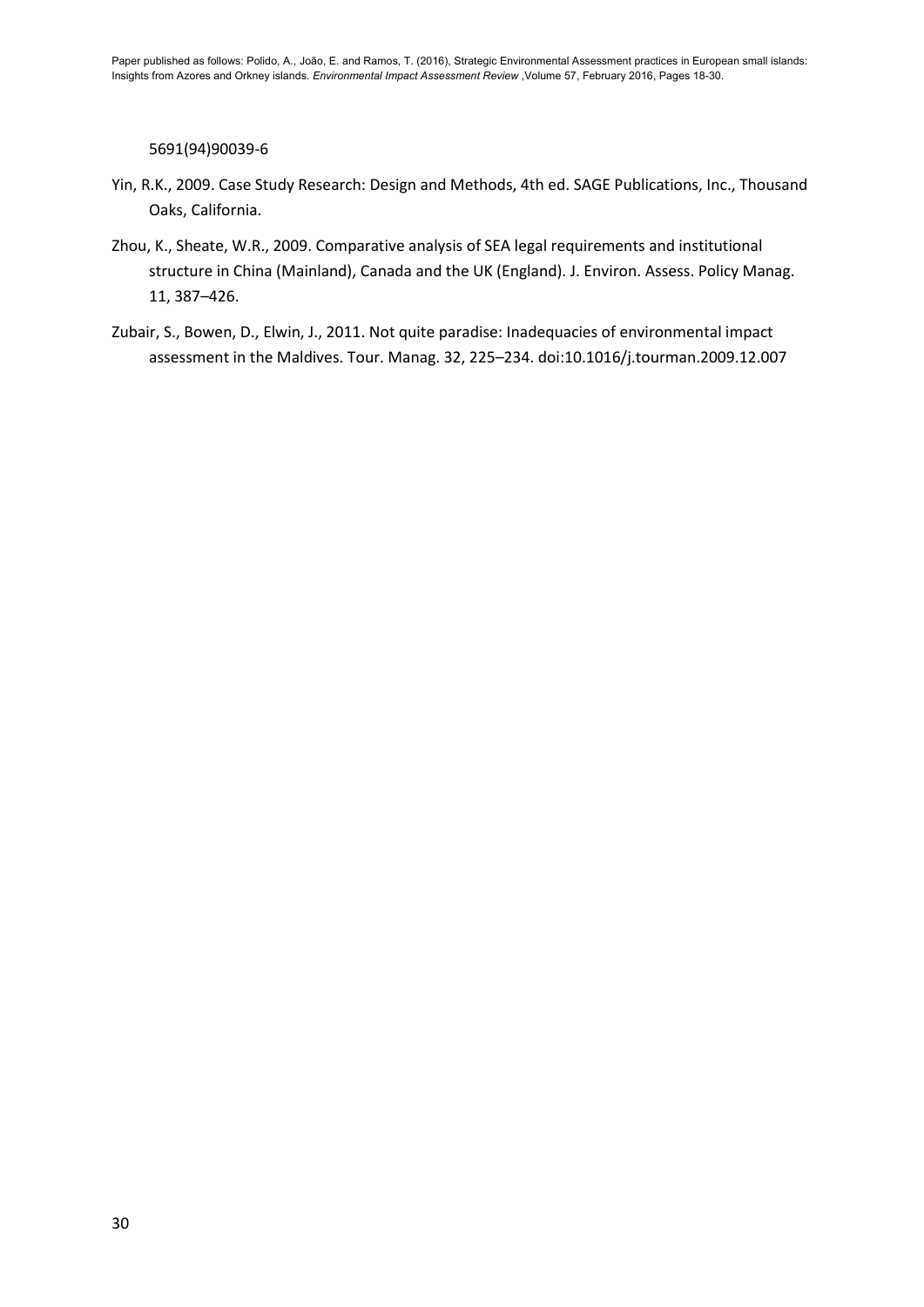5691(94)90039-6

Yin, R.K., 2009. Case Study Research: Design and Methods, 4th ed. SAGE Publications, Inc., Thousand Oaks, California.

Zhou, K., Sheate, W.R., 2009. Comparative analysis of SEA legal requirements and institutional structure in China (Mainland), Canada and the UK (England). J. Environ. Assess. Policy Manag. 11, 387–426.

Zubair, S., Bowen, D., Elwin, J., 2011. Not quite paradise: Inadequacies of environmental impact assessment in the Maldives. Tour. Manag. 32, 225–234. doi:10.1016/j.tourman.2009.12.007